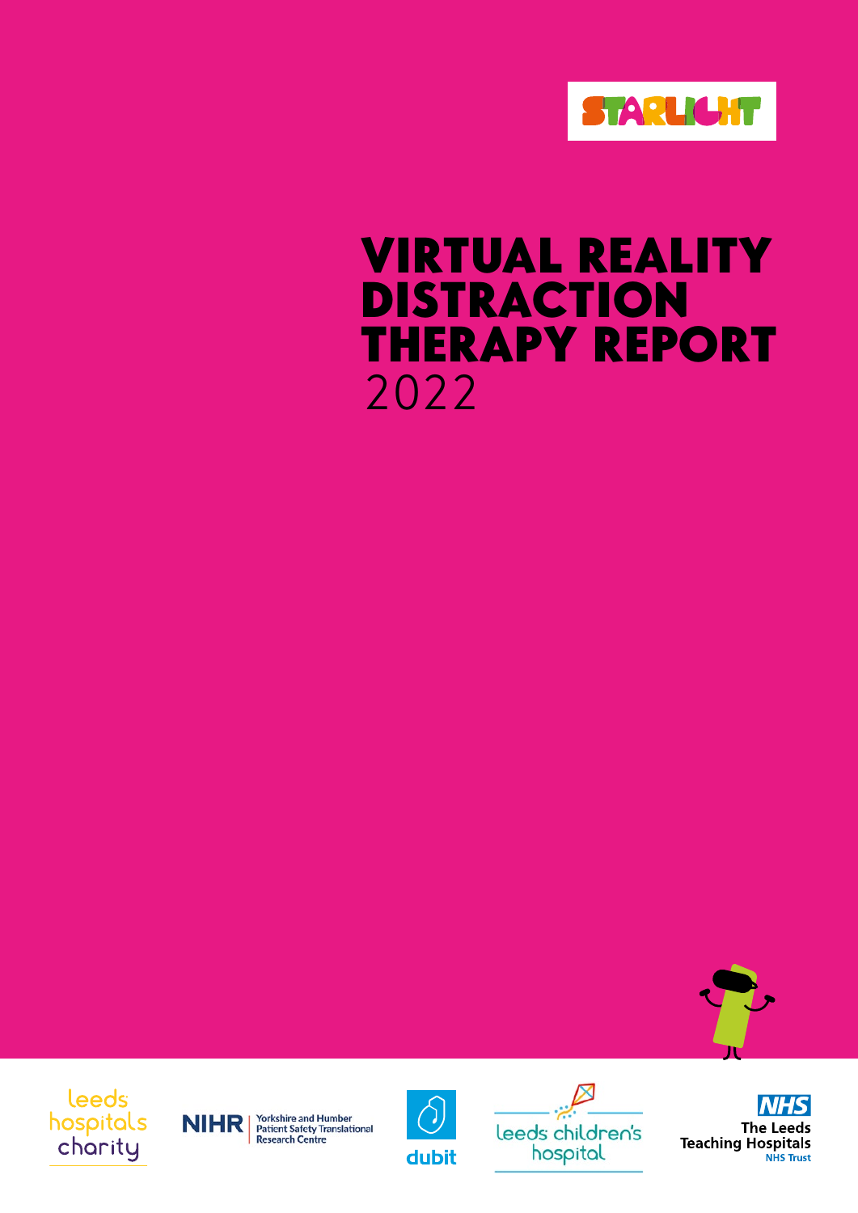STARLIGHT

# VIRTUAL REALITY DISTRACTION THERAPY REPORT

2022

leeds hospitals charity

NIHR | Yorkshire and Humber Patient Safety Translational Research Centre

dubit

leeds children's hospital

NHS The Leeds Teaching Hospitals NHS Trust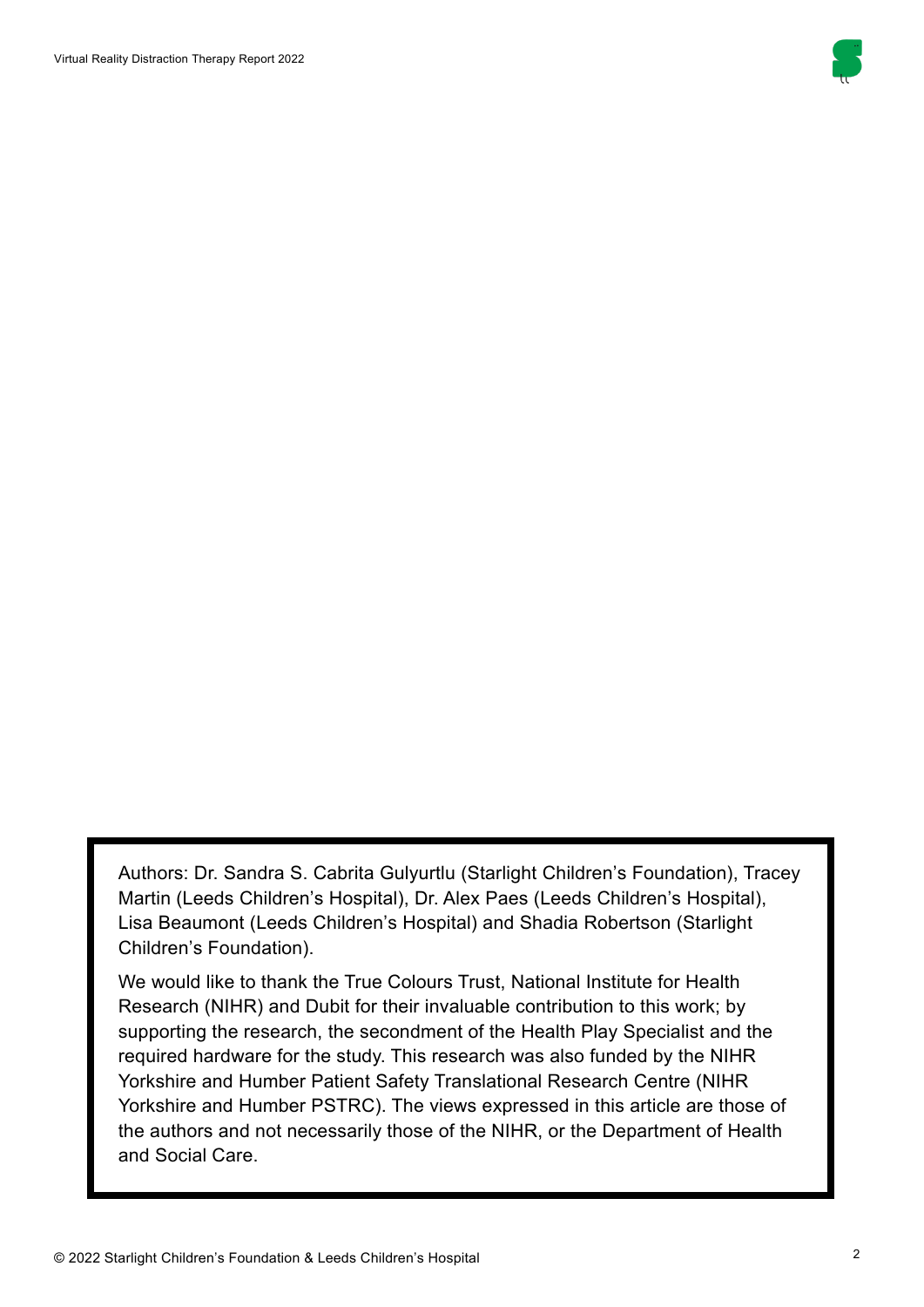Authors: Dr. Sandra S. Cabrita Gulyurtlu (Starlight Children's Foundation), Tracey Martin (Leeds Children's Hospital), Dr. Alex Paes (Leeds Children's Hospital), Lisa Beaumont (Leeds Children's Hospital) and Shadia Robertson (Starlight Children's Foundation).

We would like to thank the True Colours Trust, National Institute for Health Research (NIHR) and Dubit for their invaluable contribution to this work; by supporting the research, the secondment of the Health Play Specialist and the required hardware for the study. This research was also funded by the NIHR Yorkshire and Humber Patient Safety Translational Research Centre (NIHR Yorkshire and Humber PSTRC). The views expressed in this article are those of the authors and not necessarily those of the NIHR, or the Department of Health and Social Care.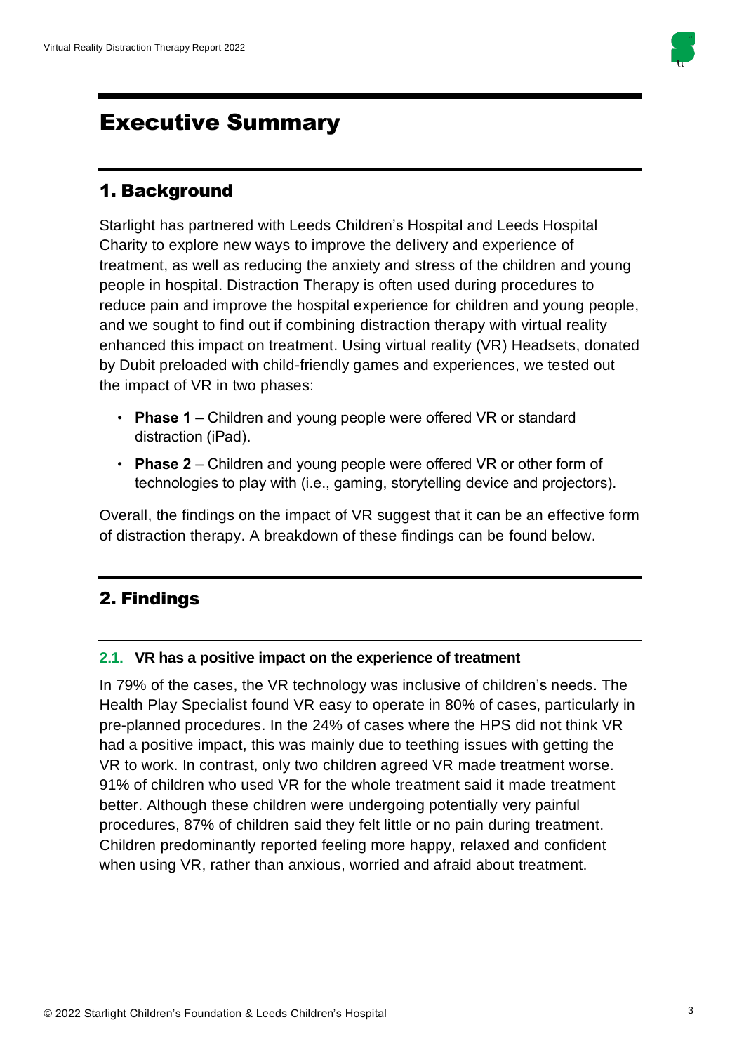# Executive Summary

## 1. Background

Starlight has partnered with Leeds Children's Hospital and Leeds Hospital Charity to explore new ways to improve the delivery and experience of treatment, as well as reducing the anxiety and stress of the children and young people in hospital. Distraction Therapy is often used during procedures to reduce pain and improve the hospital experience for children and young people, and we sought to find out if combining distraction therapy with virtual reality enhanced this impact on treatment. Using virtual reality (VR) Headsets, donated by Dubit preloaded with child-friendly games and experiences, we tested out the impact of VR in two phases:

- **Phase 1** – Children and young people were offered VR or standard distraction (iPad).
- **Phase 2** – Children and young people were offered VR or other form of technologies to play with (i.e., gaming, storytelling device and projectors).

Overall, the findings on the impact of VR suggest that it can be an effective form of distraction therapy. A breakdown of these findings can be found below.

## 2. Findings

### 2.1. VR has a positive impact on the experience of treatment

In 79% of the cases, the VR technology was inclusive of children's needs. The Health Play Specialist found VR easy to operate in 80% of cases, particularly in pre-planned procedures. In the 24% of cases where the HPS did not think VR had a positive impact, this was mainly due to teething issues with getting the VR to work. In contrast, only two children agreed VR made treatment worse. 91% of children who used VR for the whole treatment said it made treatment better. Although these children were undergoing potentially very painful procedures, 87% of children said they felt little or no pain during treatment. Children predominantly reported feeling more happy, relaxed and confident when using VR, rather than anxious, worried and afraid about treatment.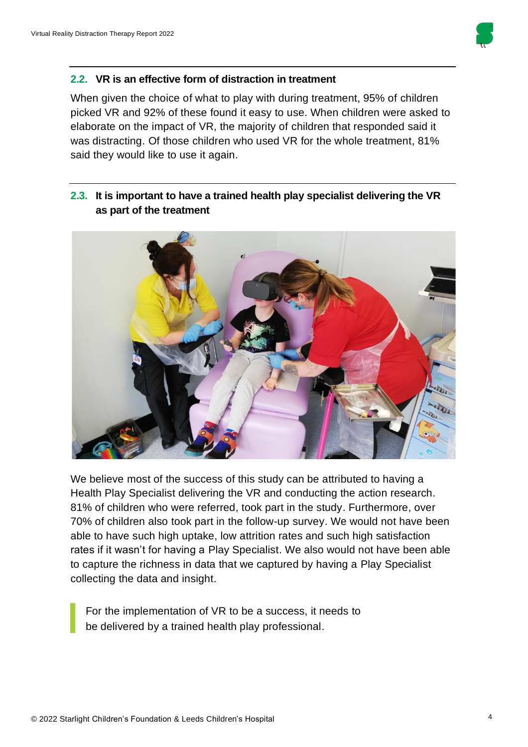## 2.2. VR is an effective form of distraction in treatment

When given the choice of what to play with during treatment, 95% of children picked VR and 92% of these found it easy to use. When children were asked to elaborate on the impact of VR, the majority of children that responded said it was distracting. Of those children who used VR for the whole treatment, 81% said they would like to use it again.

## 2.3. It is important to have a trained health play specialist delivering the VR as part of the treatment

We believe most of the success of this study can be attributed to having a Health Play Specialist delivering the VR and conducting the action research. 81% of children who were referred, took part in the study. Furthermore, over 70% of children also took part in the follow-up survey. We would not have been able to have such high uptake, low attrition rates and such high satisfaction rates if it wasn't for having a Play Specialist. We also would not have been able to capture the richness in data that we captured by having a Play Specialist collecting the data and insight.

> For the implementation of VR to be a success, it needs to be delivered by a trained health play professional.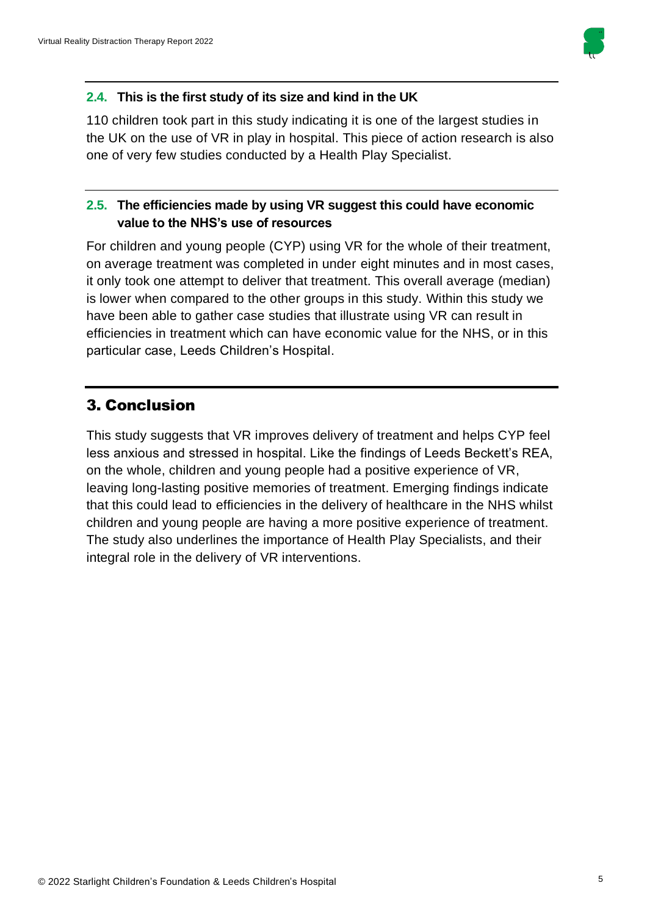### 2.4. This is the first study of its size and kind in the UK

110 children took part in this study indicating it is one of the largest studies in the UK on the use of VR in play in hospital. This piece of action research is also one of very few studies conducted by a Health Play Specialist.

### 2.5. The efficiencies made by using VR suggest this could have economic value to the NHS's use of resources

For children and young people (CYP) using VR for the whole of their treatment, on average treatment was completed in under eight minutes and in most cases, it only took one attempt to deliver that treatment. This overall average (median) is lower when compared to the other groups in this study. Within this study we have been able to gather case studies that illustrate using VR can result in efficiencies in treatment which can have economic value for the NHS, or in this particular case, Leeds Children's Hospital.

## 3. Conclusion

This study suggests that VR improves delivery of treatment and helps CYP feel less anxious and stressed in hospital. Like the findings of Leeds Beckett's REA, on the whole, children and young people had a positive experience of VR, leaving long-lasting positive memories of treatment. Emerging findings indicate that this could lead to efficiencies in the delivery of healthcare in the NHS whilst children and young people are having a more positive experience of treatment. The study also underlines the importance of Health Play Specialists, and their integral role in the delivery of VR interventions.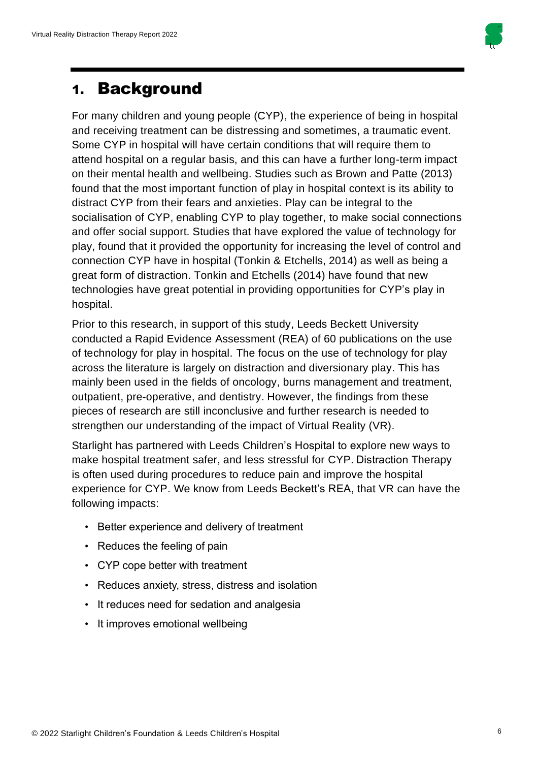# 1. Background

For many children and young people (CYP), the experience of being in hospital and receiving treatment can be distressing and sometimes, a traumatic event. Some CYP in hospital will have certain conditions that will require them to attend hospital on a regular basis, and this can have a further long-term impact on their mental health and wellbeing. Studies such as Brown and Patte (2013) found that the most important function of play in hospital context is its ability to distract CYP from their fears and anxieties. Play can be integral to the socialisation of CYP, enabling CYP to play together, to make social connections and offer social support. Studies that have explored the value of technology for play, found that it provided the opportunity for increasing the level of control and connection CYP have in hospital (Tonkin & Etchells, 2014) as well as being a great form of distraction. Tonkin and Etchells (2014) have found that new technologies have great potential in providing opportunities for CYP's play in hospital.

Prior to this research, in support of this study, Leeds Beckett University conducted a Rapid Evidence Assessment (REA) of 60 publications on the use of technology for play in hospital. The focus on the use of technology for play across the literature is largely on distraction and diversionary play. This has mainly been used in the fields of oncology, burns management and treatment, outpatient, pre-operative, and dentistry. However, the findings from these pieces of research are still inconclusive and further research is needed to strengthen our understanding of the impact of Virtual Reality (VR).

Starlight has partnered with Leeds Children's Hospital to explore new ways to make hospital treatment safer, and less stressful for CYP. Distraction Therapy is often used during procedures to reduce pain and improve the hospital experience for CYP. We know from Leeds Beckett's REA, that VR can have the following impacts:

- Better experience and delivery of treatment
- Reduces the feeling of pain
- CYP cope better with treatment
- Reduces anxiety, stress, distress and isolation
- It reduces need for sedation and analgesia
- It improves emotional wellbeing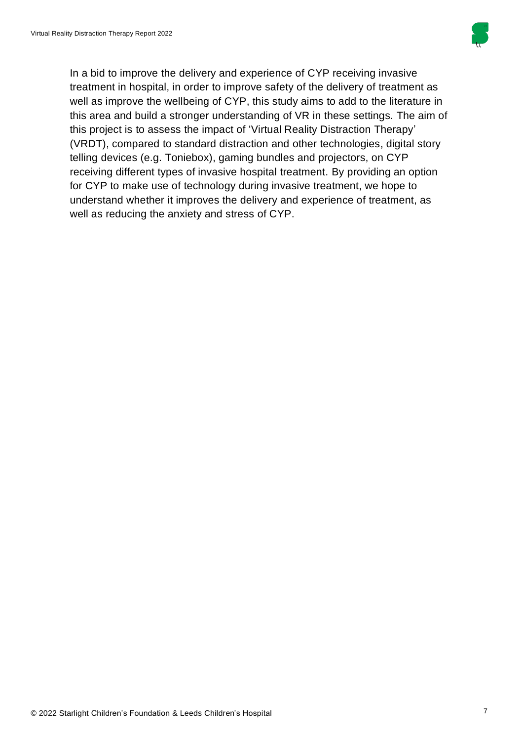In a bid to improve the delivery and experience of CYP receiving invasive treatment in hospital, in order to improve safety of the delivery of treatment as well as improve the wellbeing of CYP, this study aims to add to the literature in this area and build a stronger understanding of VR in these settings. The aim of this project is to assess the impact of 'Virtual Reality Distraction Therapy' (VRDT), compared to standard distraction and other technologies, digital story telling devices (e.g. Toniebox), gaming bundles and projectors, on CYP receiving different types of invasive hospital treatment. By providing an option for CYP to make use of technology during invasive treatment, we hope to understand whether it improves the delivery and experience of treatment, as well as reducing the anxiety and stress of CYP.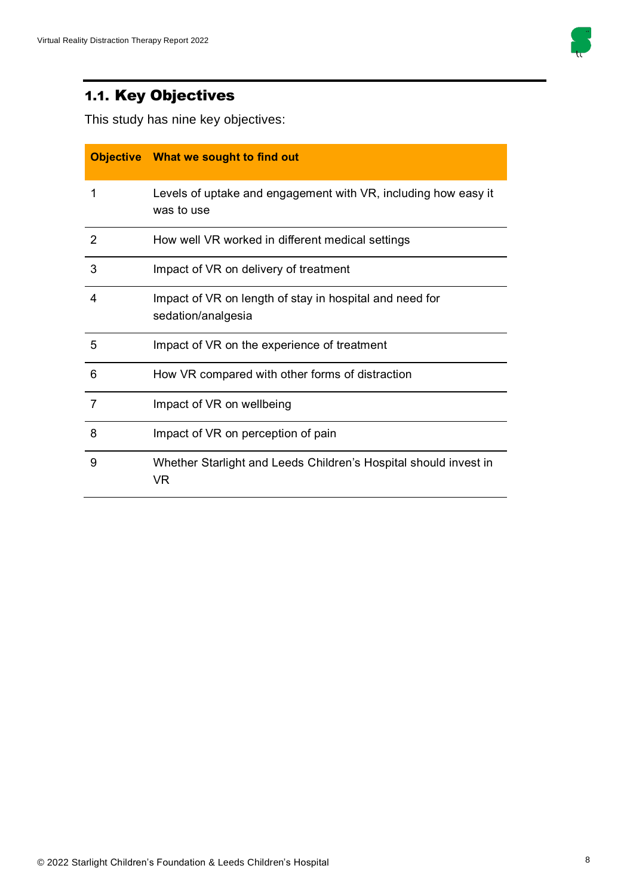## 1.1. Key Objectives

This study has nine key objectives:

| Objective | What we sought to find out |
|---|---|
| 1 | Levels of uptake and engagement with VR, including how easy it was to use |
| 2 | How well VR worked in different medical settings |
| 3 | Impact of VR on delivery of treatment |
| 4 | Impact of VR on length of stay in hospital and need for sedation/analgesia |
| 5 | Impact of VR on the experience of treatment |
| 6 | How VR compared with other forms of distraction |
| 7 | Impact of VR on wellbeing |
| 8 | Impact of VR on perception of pain |
| 9 | Whether Starlight and Leeds Children's Hospital should invest in VR |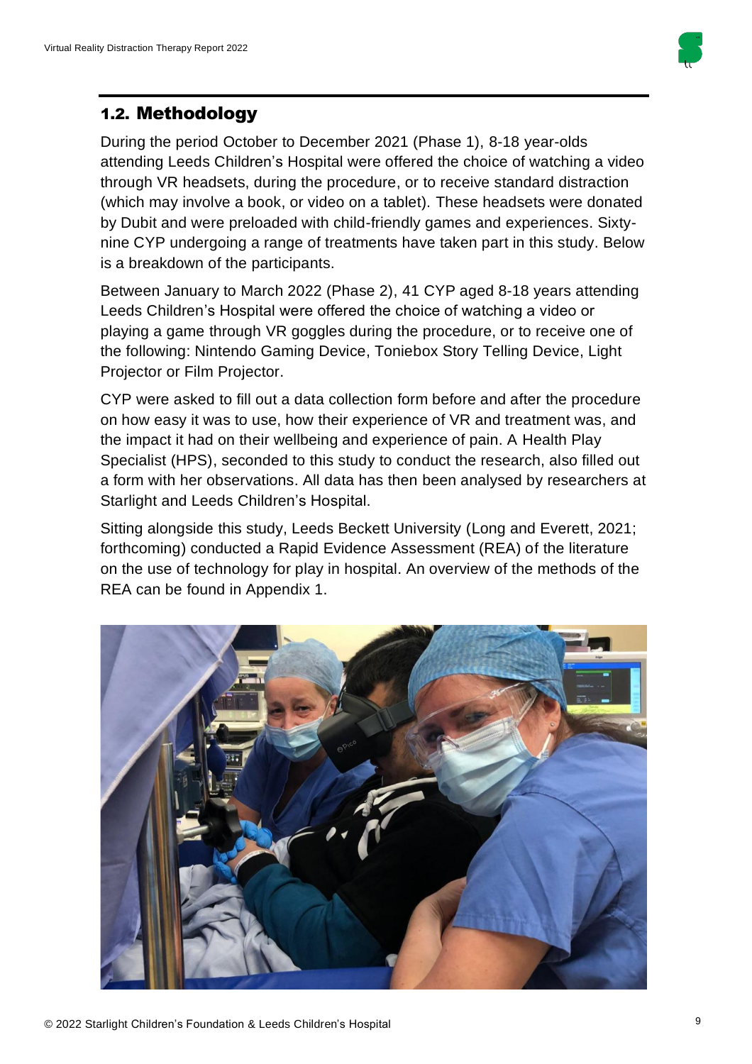## 1.2. Methodology

During the period October to December 2021 (Phase 1), 8-18 year-olds attending Leeds Children's Hospital were offered the choice of watching a video through VR headsets, during the procedure, or to receive standard distraction (which may involve a book, or video on a tablet). These headsets were donated by Dubit and were preloaded with child-friendly games and experiences. Sixty-nine CYP undergoing a range of treatments have taken part in this study. Below is a breakdown of the participants.

Between January to March 2022 (Phase 2), 41 CYP aged 8-18 years attending Leeds Children's Hospital were offered the choice of watching a video or playing a game through VR goggles during the procedure, or to receive one of the following: Nintendo Gaming Device, Toniebox Story Telling Device, Light Projector or Film Projector.

CYP were asked to fill out a data collection form before and after the procedure on how easy it was to use, how their experience of VR and treatment was, and the impact it had on their wellbeing and experience of pain. A Health Play Specialist (HPS), seconded to this study to conduct the research, also filled out a form with her observations. All data has then been analysed by researchers at Starlight and Leeds Children's Hospital.

Sitting alongside this study, Leeds Beckett University (Long and Everett, 2021; forthcoming) conducted a Rapid Evidence Assessment (REA) of the literature on the use of technology for play in hospital. An overview of the methods of the REA can be found in Appendix 1.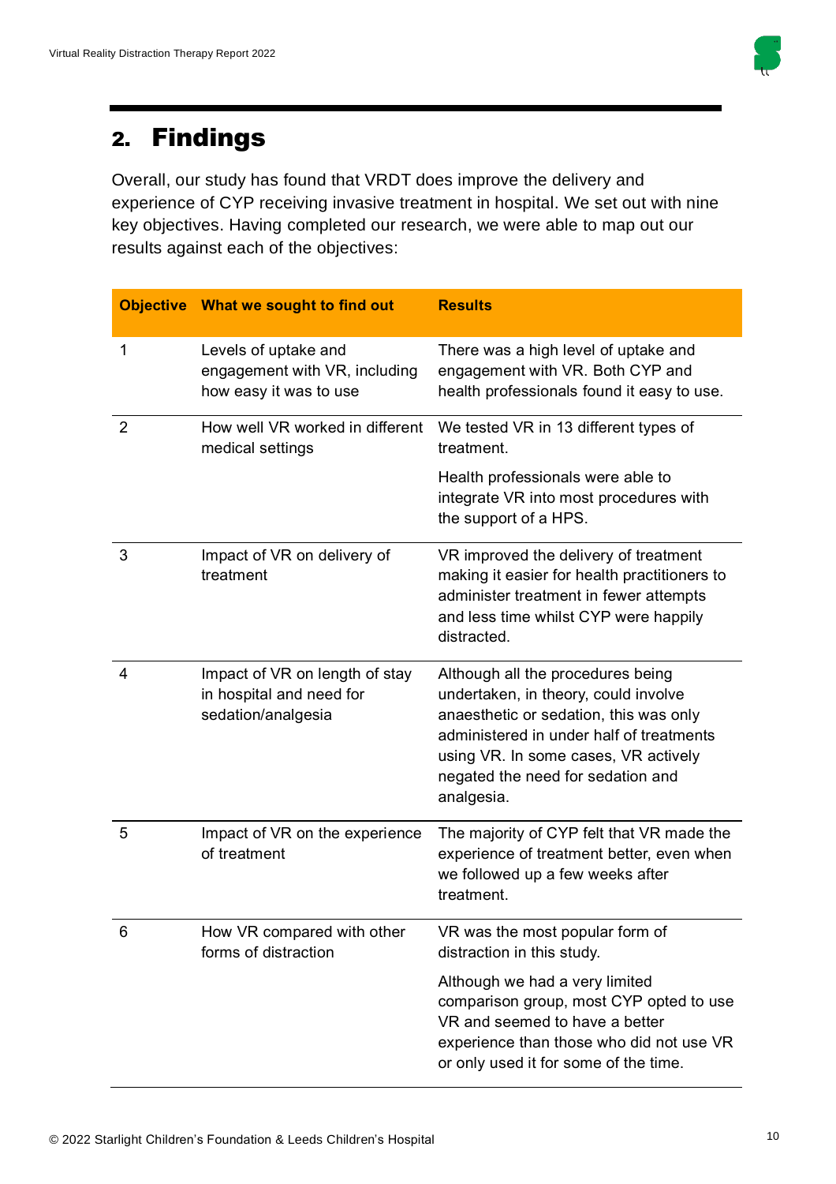## 2. Findings

Overall, our study has found that VRDT does improve the delivery and experience of CYP receiving invasive treatment in hospital. We set out with nine key objectives. Having completed our research, we were able to map out our results against each of the objectives:

| Objective | What we sought to find out | Results |
|---|---|---|
| 1 | Levels of uptake and engagement with VR, including how easy it was to use | There was a high level of uptake and engagement with VR. Both CYP and health professionals found it easy to use. |
| 2 | How well VR worked in different medical settings | We tested VR in 13 different types of treatment.<br><br>Health professionals were able to integrate VR into most procedures with the support of a HPS. |
| 3 | Impact of VR on delivery of treatment | VR improved the delivery of treatment making it easier for health practitioners to administer treatment in fewer attempts and less time whilst CYP were happily distracted. |
| 4 | Impact of VR on length of stay in hospital and need for sedation/analgesia | Although all the procedures being undertaken, in theory, could involve anaesthetic or sedation, this was only administered in under half of treatments using VR. In some cases, VR actively negated the need for sedation and analgesia. |
| 5 | Impact of VR on the experience of treatment | The majority of CYP felt that VR made the experience of treatment better, even when we followed up a few weeks after treatment. |
| 6 | How VR compared with other forms of distraction | VR was the most popular form of distraction in this study.<br><br>Although we had a very limited comparison group, most CYP opted to use VR and seemed to have a better experience than those who did not use VR or only used it for some of the time. |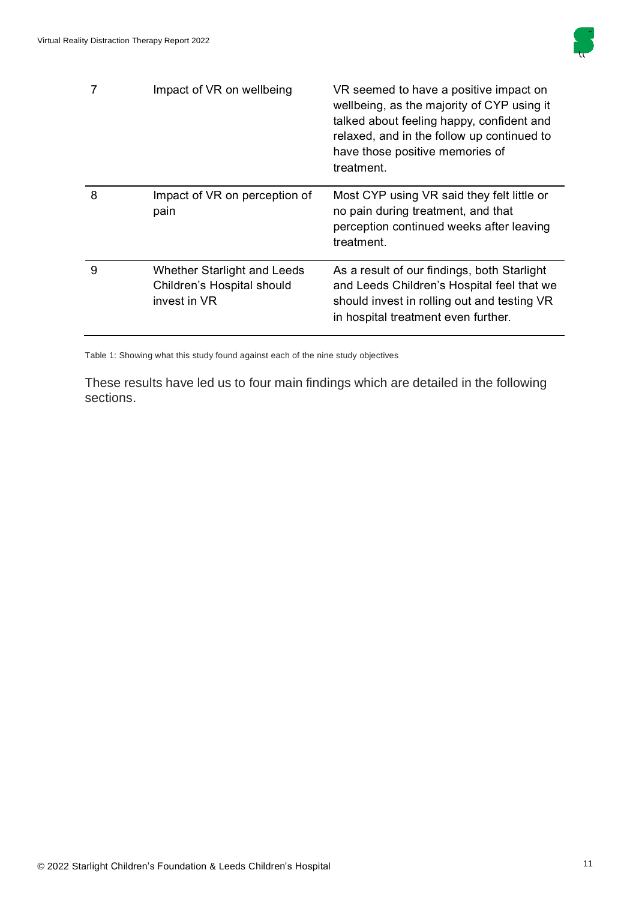| | | |
|---|---|---|
| 7 | Impact of VR on wellbeing | VR seemed to have a positive impact on wellbeing, as the majority of CYP using it talked about feeling happy, confident and relaxed, and in the follow up continued to have those positive memories of treatment. |
| 8 | Impact of VR on perception of pain | Most CYP using VR said they felt little or no pain during treatment, and that perception continued weeks after leaving treatment. |
| 9 | Whether Starlight and Leeds Children's Hospital should invest in VR | As a result of our findings, both Starlight and Leeds Children's Hospital feel that we should invest in rolling out and testing VR in hospital treatment even further. |

Table 1: Showing what this study found against each of the nine study objectives

These results have led us to four main findings which are detailed in the following sections.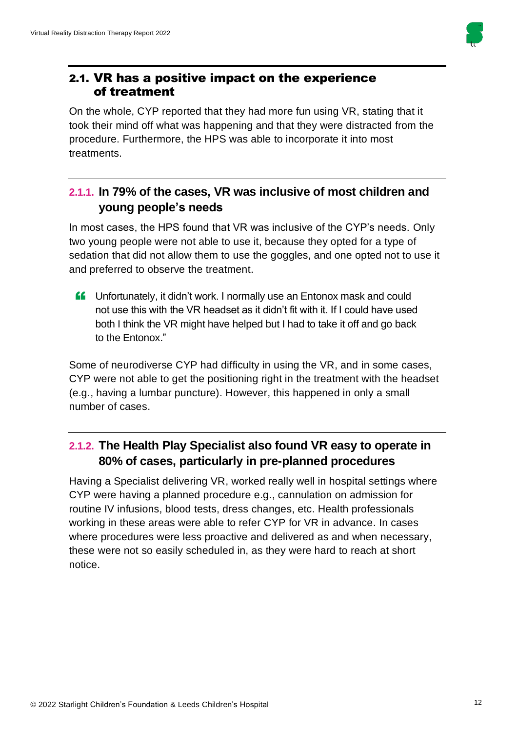## 2.1. VR has a positive impact on the experience of treatment

On the whole, CYP reported that they had more fun using VR, stating that it took their mind off what was happening and that they were distracted from the procedure. Furthermore, the HPS was able to incorporate it into most treatments.

### 2.1.1. In 79% of the cases, VR was inclusive of most children and young people's needs

In most cases, the HPS found that VR was inclusive of the CYP's needs. Only two young people were not able to use it, because they opted for a type of sedation that did not allow them to use the goggles, and one opted not to use it and preferred to observe the treatment.

> "Unfortunately, it didn't work. I normally use an Entonox mask and could not use this with the VR headset as it didn't fit with it. If I could have used both I think the VR might have helped but I had to take it off and go back to the Entonox."

Some of neurodiverse CYP had difficulty in using the VR, and in some cases, CYP were not able to get the positioning right in the treatment with the headset (e.g., having a lumbar puncture). However, this happened in only a small number of cases.

### 2.1.2. The Health Play Specialist also found VR easy to operate in 80% of cases, particularly in pre-planned procedures

Having a Specialist delivering VR, worked really well in hospital settings where CYP were having a planned procedure e.g., cannulation on admission for routine IV infusions, blood tests, dress changes, etc. Health professionals working in these areas were able to refer CYP for VR in advance. In cases where procedures were less proactive and delivered as and when necessary, these were not so easily scheduled in, as they were hard to reach at short notice.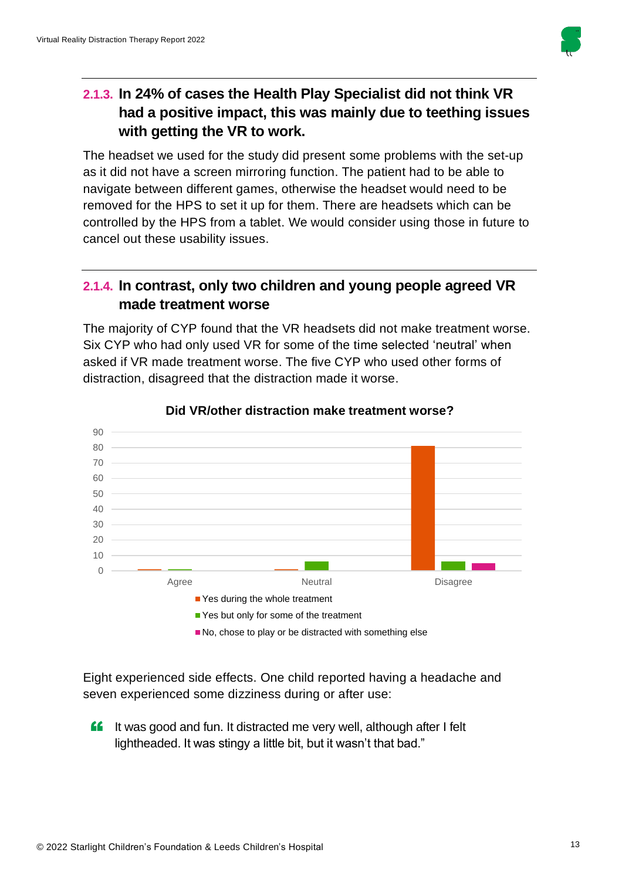### 2.1.3. In 24% of cases the Health Play Specialist did not think VR had a positive impact, this was mainly due to teething issues with getting the VR to work.

The headset we used for the study did present some problems with the set-up as it did not have a screen mirroring function. The patient had to be able to navigate between different games, otherwise the headset would need to be removed for the HPS to set it up for them. There are headsets which can be controlled by the HPS from a tablet. We would consider using those in future to cancel out these usability issues.

### 2.1.4. In contrast, only two children and young people agreed VR made treatment worse

The majority of CYP found that the VR headsets did not make treatment worse. Six CYP who had only used VR for some of the time selected 'neutral' when asked if VR made treatment worse. The five CYP who used other forms of distraction, disagreed that the distraction made it worse.

**Did VR/other distraction make treatment worse?**

| | Agree | Neutral | Disagree |
|---|---|---|---|
| Yes during the whole treatment | 1 | 1 | 81 |
| Yes but only for some of the treatment | 1 | 6 | 6 |
| No, chose to play or be distracted with something else | | | 5 |

Eight experienced side effects. One child reported having a headache and seven experienced some dizziness during or after use:

> "It was good and fun. It distracted me very well, although after I felt lightheaded. It was stingy a little bit, but it wasn't that bad."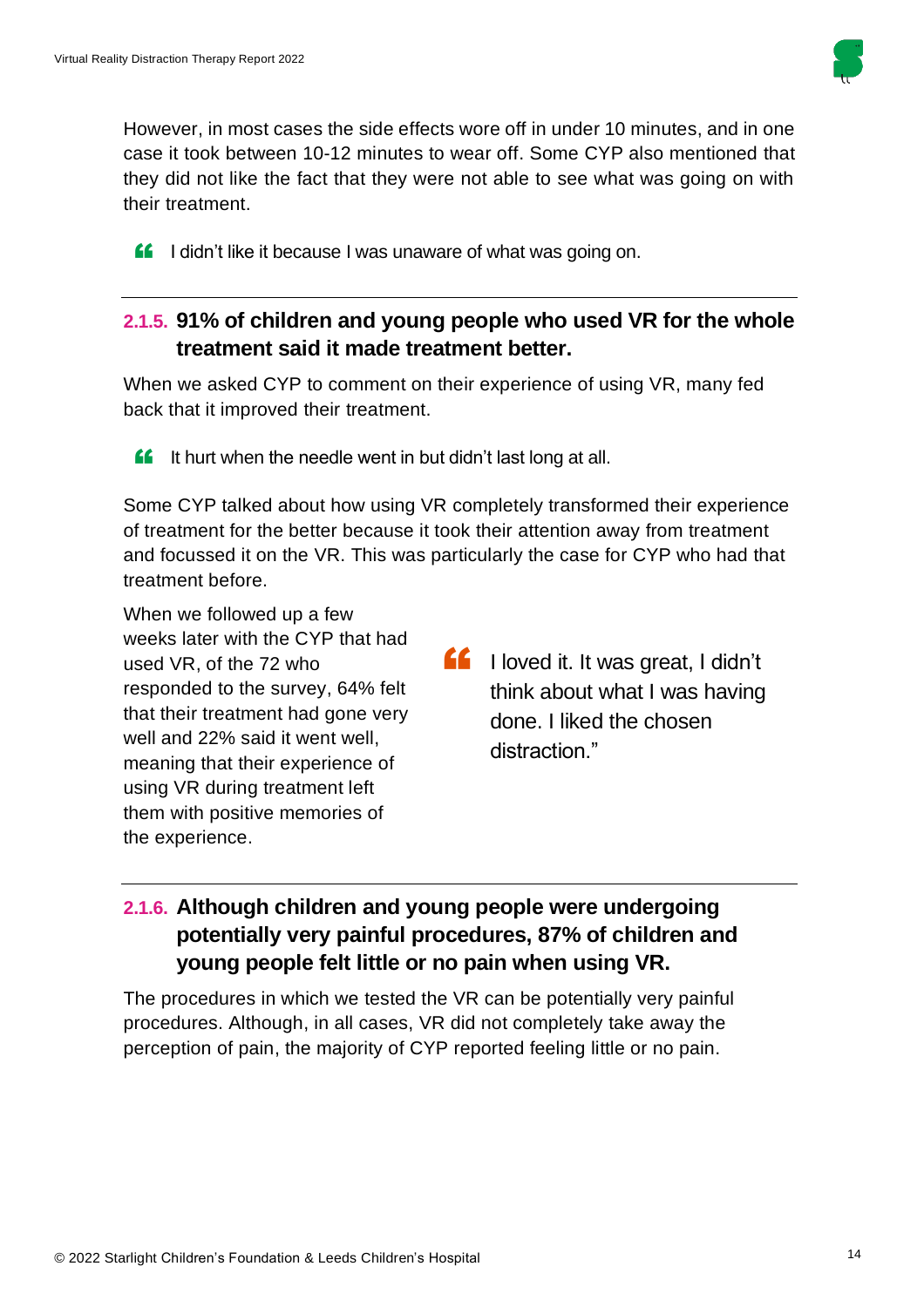However, in most cases the side effects wore off in under 10 minutes, and in one case it took between 10-12 minutes to wear off. Some CYP also mentioned that they did not like the fact that they were not able to see what was going on with their treatment.

> “ I didn’t like it because I was unaware of what was going on.

### 2.1.5. 91% of children and young people who used VR for the whole treatment said it made treatment better.

When we asked CYP to comment on their experience of using VR, many fed back that it improved their treatment.

> “ It hurt when the needle went in but didn’t last long at all.

Some CYP talked about how using VR completely transformed their experience of treatment for the better because it took their attention away from treatment and focussed it on the VR. This was particularly the case for CYP who had that treatment before.

When we followed up a few weeks later with the CYP that had used VR, of the 72 who responded to the survey, 64% felt that their treatment had gone very well and 22% said it went well, meaning that their experience of using VR during treatment left them with positive memories of the experience.

> “ I loved it. It was great, I didn’t think about what I was having done. I liked the chosen distraction.”

### 2.1.6. Although children and young people were undergoing potentially very painful procedures, 87% of children and young people felt little or no pain when using VR.

The procedures in which we tested the VR can be potentially very painful procedures. Although, in all cases, VR did not completely take away the perception of pain, the majority of CYP reported feeling little or no pain.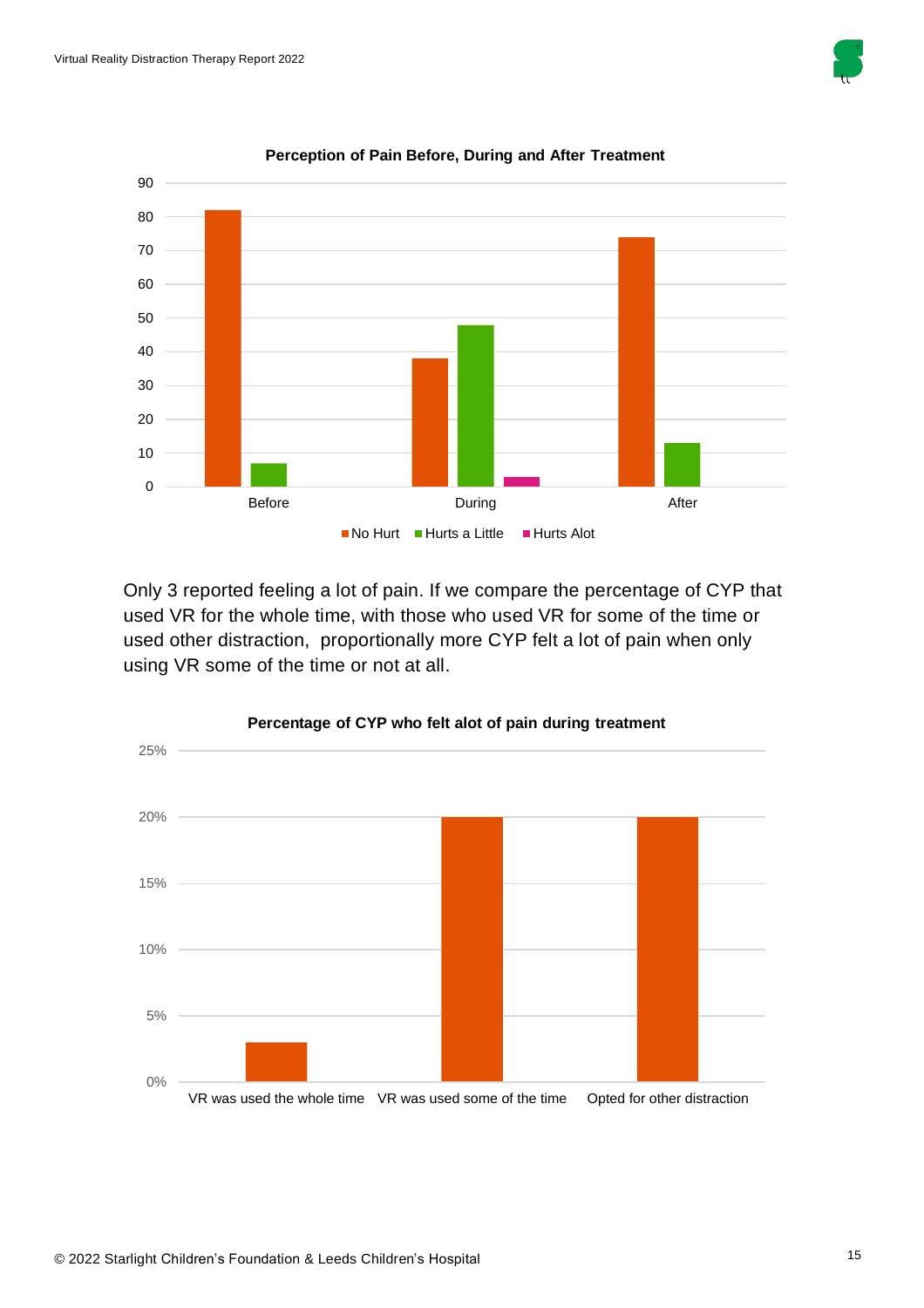**Perception of Pain Before, During and After Treatment**

| | No Hurt | Hurts a Little | Hurts Alot |
|---|---|---|---|
| Before | 82 | 7 | |
| During | 38 | 48 | 3 |
| After | 74 | 13 | |

Only 3 reported feeling a lot of pain. If we compare the percentage of CYP that used VR for the whole time, with those who used VR for some of the time or used other distraction, proportionally more CYP felt a lot of pain when only using VR some of the time or not at all.

**Percentage of CYP who felt alot of pain during treatment**

| | Percentage |
|---|---|
| VR was used the whole time | 3% |
| VR was used some of the time | 20% |
| Opted for other distraction | 20% |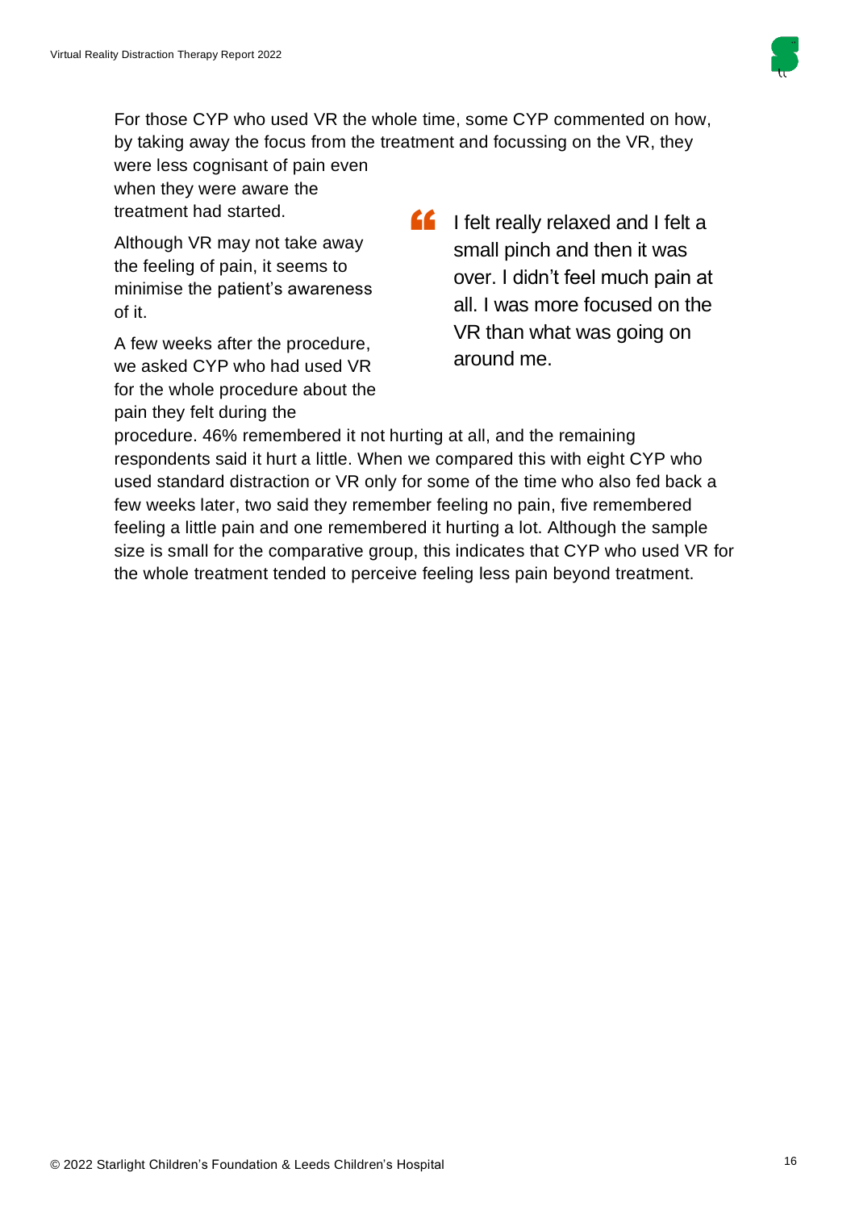For those CYP who used VR the whole time, some CYP commented on how, by taking away the focus from the treatment and focussing on the VR, they were less cognisant of pain even when they were aware the treatment had started.

> I felt really relaxed and I felt a small pinch and then it was over. I didn't feel much pain at all. I was more focused on the VR than what was going on around me.

Although VR may not take away the feeling of pain, it seems to minimise the patient's awareness of it.

A few weeks after the procedure, we asked CYP who had used VR for the whole procedure about the pain they felt during the procedure. 46% remembered it not hurting at all, and the remaining respondents said it hurt a little. When we compared this with eight CYP who used standard distraction or VR only for some of the time who also fed back a few weeks later, two said they remember feeling no pain, five remembered feeling a little pain and one remembered it hurting a lot. Although the sample size is small for the comparative group, this indicates that CYP who used VR for the whole treatment tended to perceive feeling less pain beyond treatment.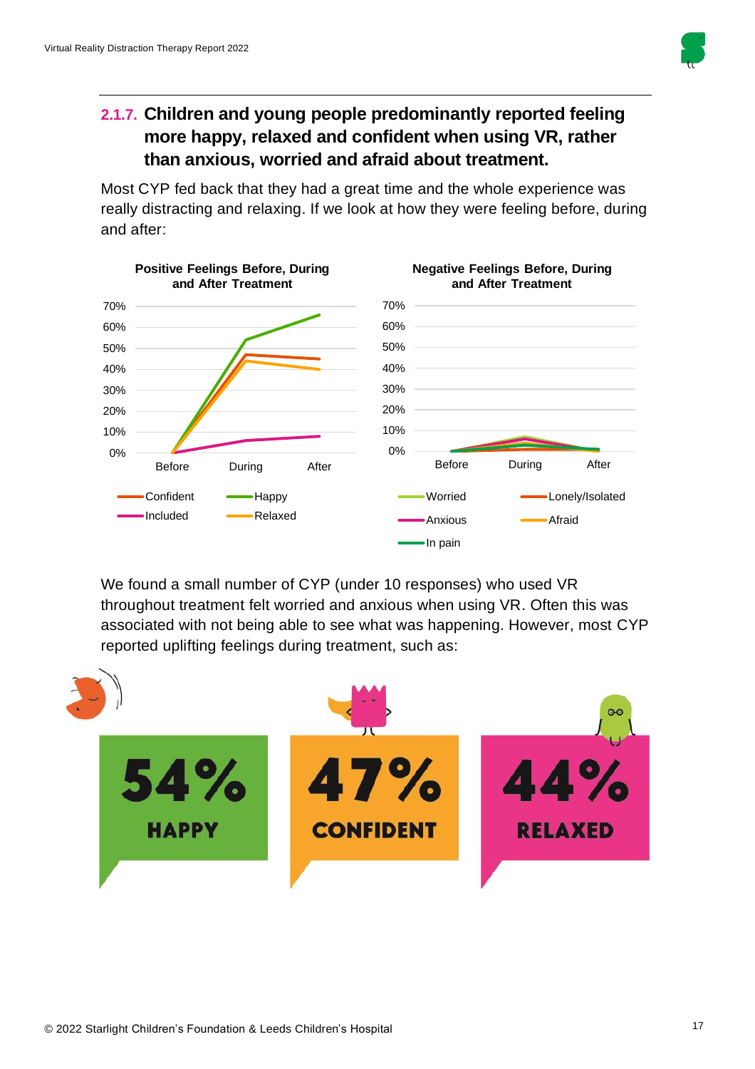### 2.1.7. Children and young people predominantly reported feeling more happy, relaxed and confident when using VR, rather than anxious, worried and afraid about treatment.

Most CYP fed back that they had a great time and the whole experience was really distracting and relaxing. If we look at how they were feeling before, during and after:

**Positive Feelings Before, During and After Treatment**

Legend: Confident, Happy, Included, Relaxed

**Negative Feelings Before, During and After Treatment**

Legend: Worried, Lonely/Isolated, Anxious, Afraid, In pain

We found a small number of CYP (under 10 responses) who used VR throughout treatment felt worried and anxious when using VR. Often this was associated with not being able to see what was happening. However, most CYP reported uplifting feelings during treatment, such as:

**54% HAPPY**

**47% CONFIDENT**

**44% RELAXED**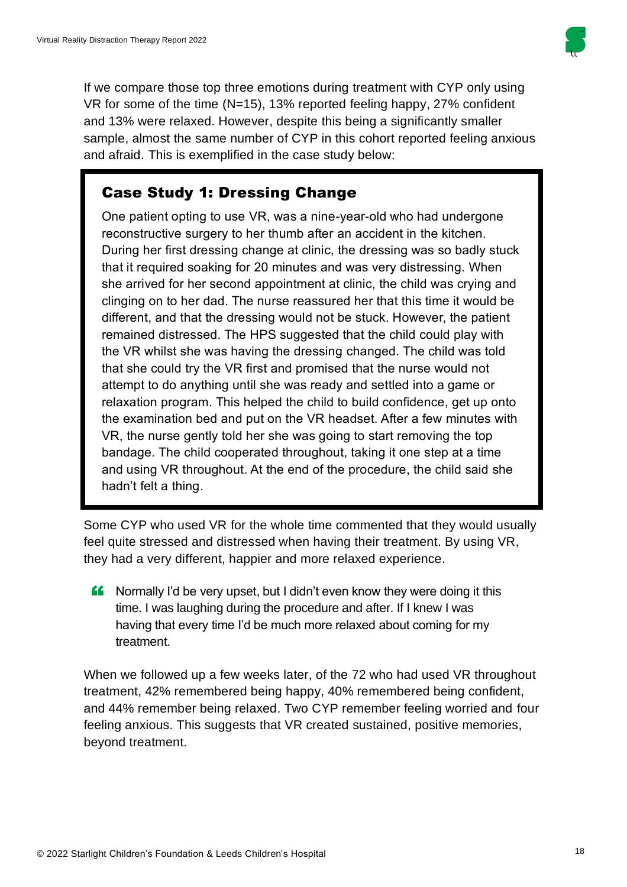If we compare those top three emotions during treatment with CYP only using VR for some of the time (N=15), 13% reported feeling happy, 27% confident and 13% were relaxed. However, despite this being a significantly smaller sample, almost the same number of CYP in this cohort reported feeling anxious and afraid. This is exemplified in the case study below:

### Case Study 1: Dressing Change

One patient opting to use VR, was a nine-year-old who had undergone reconstructive surgery to her thumb after an accident in the kitchen. During her first dressing change at clinic, the dressing was so badly stuck that it required soaking for 20 minutes and was very distressing. When she arrived for her second appointment at clinic, the child was crying and clinging on to her dad. The nurse reassured her that this time it would be different, and that the dressing would not be stuck. However, the patient remained distressed. The HPS suggested that the child could play with the VR whilst she was having the dressing changed. The child was told that she could try the VR first and promised that the nurse would not attempt to do anything until she was ready and settled into a game or relaxation program. This helped the child to build confidence, get up onto the examination bed and put on the VR headset. After a few minutes with VR, the nurse gently told her she was going to start removing the top bandage. The child cooperated throughout, taking it one step at a time and using VR throughout. At the end of the procedure, the child said she hadn't felt a thing.

Some CYP who used VR for the whole time commented that they would usually feel quite stressed and distressed when having their treatment. By using VR, they had a very different, happier and more relaxed experience.

> Normally I'd be very upset, but I didn't even know they were doing it this time. I was laughing during the procedure and after. If I knew I was having that every time I'd be much more relaxed about coming for my treatment.

When we followed up a few weeks later, of the 72 who had used VR throughout treatment, 42% remembered being happy, 40% remembered being confident, and 44% remember being relaxed. Two CYP remember feeling worried and four feeling anxious. This suggests that VR created sustained, positive memories, beyond treatment.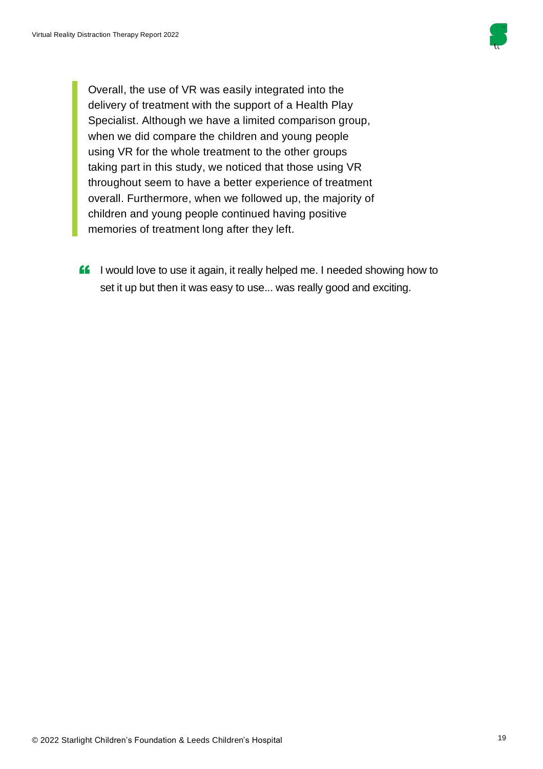> Overall, the use of VR was easily integrated into the delivery of treatment with the support of a Health Play Specialist. Although we have a limited comparison group, when we did compare the children and young people using VR for the whole treatment to the other groups taking part in this study, we noticed that those using VR throughout seem to have a better experience of treatment overall. Furthermore, when we followed up, the majority of children and young people continued having positive memories of treatment long after they left.

“ I would love to use it again, it really helped me. I needed showing how to set it up but then it was easy to use... was really good and exciting.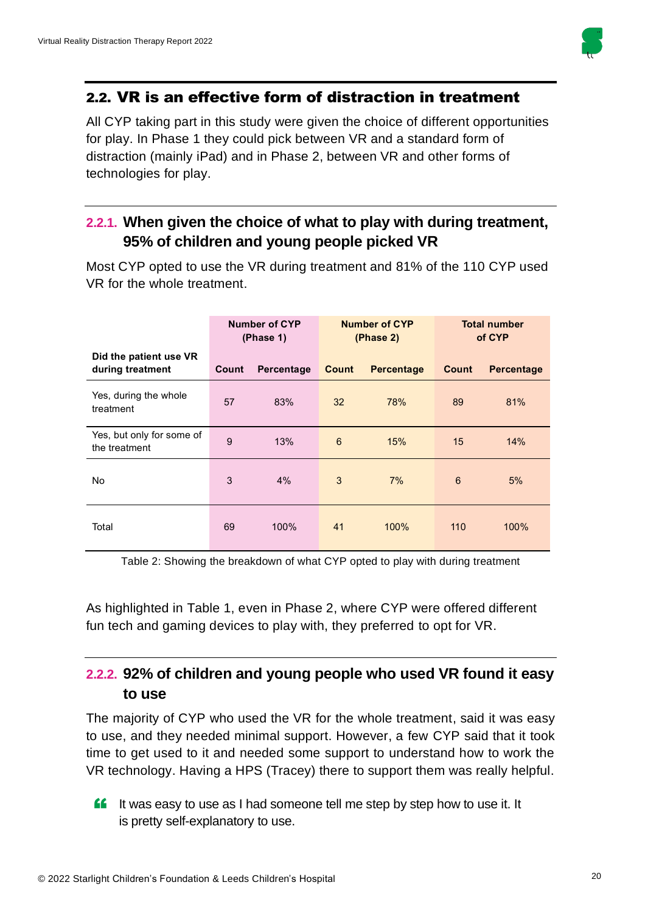## 2.2. VR is an effective form of distraction in treatment

All CYP taking part in this study were given the choice of different opportunities for play. In Phase 1 they could pick between VR and a standard form of distraction (mainly iPad) and in Phase 2, between VR and other forms of technologies for play.

### 2.2.1. When given the choice of what to play with during treatment, 95% of children and young people picked VR

Most CYP opted to use the VR during treatment and 81% of the 110 CYP used VR for the whole treatment.

| Did the patient use VR during treatment | Number of CYP (Phase 1) | | Number of CYP (Phase 2) | | Total number of CYP | |
|---|---|---|---|---|---|---|
| | Count | Percentage | Count | Percentage | Count | Percentage |
| Yes, during the whole treatment | 57 | 83% | 32 | 78% | 89 | 81% |
| Yes, but only for some of the treatment | 9 | 13% | 6 | 15% | 15 | 14% |
| No | 3 | 4% | 3 | 7% | 6 | 5% |
| Total | 69 | 100% | 41 | 100% | 110 | 100% |

Table 2: Showing the breakdown of what CYP opted to play with during treatment

As highlighted in Table 1, even in Phase 2, where CYP were offered different fun tech and gaming devices to play with, they preferred to opt for VR.

### 2.2.2. 92% of children and young people who used VR found it easy to use

The majority of CYP who used the VR for the whole treatment, said it was easy to use, and they needed minimal support. However, a few CYP said that it took time to get used to it and needed some support to understand how to work the VR technology. Having a HPS (Tracey) there to support them was really helpful.

> It was easy to use as I had someone tell me step by step how to use it. It is pretty self-explanatory to use.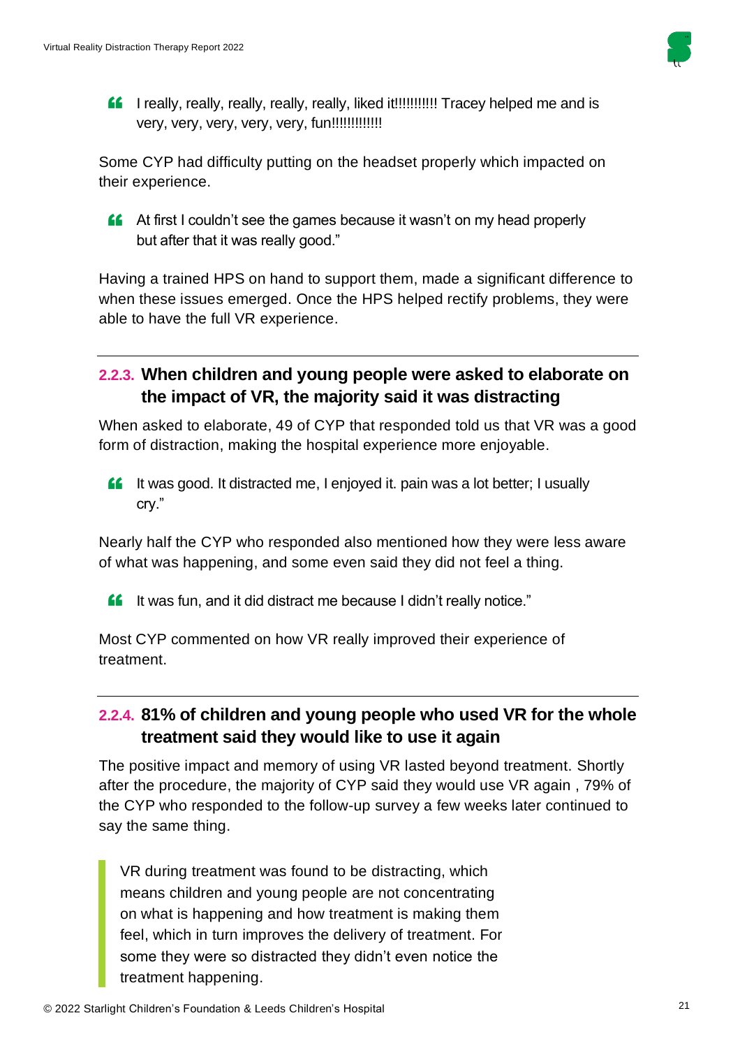> I really, really, really, really, really, liked it!!!!!!!!!!! Tracey helped me and is very, very, very, very, very, fun!!!!!!!!!!!!!

Some CYP had difficulty putting on the headset properly which impacted on their experience.

> At first I couldn't see the games because it wasn't on my head properly but after that it was really good."

Having a trained HPS on hand to support them, made a significant difference to when these issues emerged. Once the HPS helped rectify problems, they were able to have the full VR experience.

### 2.2.3. When children and young people were asked to elaborate on the impact of VR, the majority said it was distracting

When asked to elaborate, 49 of CYP that responded told us that VR was a good form of distraction, making the hospital experience more enjoyable.

> It was good. It distracted me, I enjoyed it. pain was a lot better; I usually cry."

Nearly half the CYP who responded also mentioned how they were less aware of what was happening, and some even said they did not feel a thing.

> It was fun, and it did distract me because I didn't really notice."

Most CYP commented on how VR really improved their experience of treatment.

### 2.2.4. 81% of children and young people who used VR for the whole treatment said they would like to use it again

The positive impact and memory of using VR lasted beyond treatment. Shortly after the procedure, the majority of CYP said they would use VR again , 79% of the CYP who responded to the follow-up survey a few weeks later continued to say the same thing.

> VR during treatment was found to be distracting, which means children and young people are not concentrating on what is happening and how treatment is making them feel, which in turn improves the delivery of treatment. For some they were so distracted they didn't even notice the treatment happening.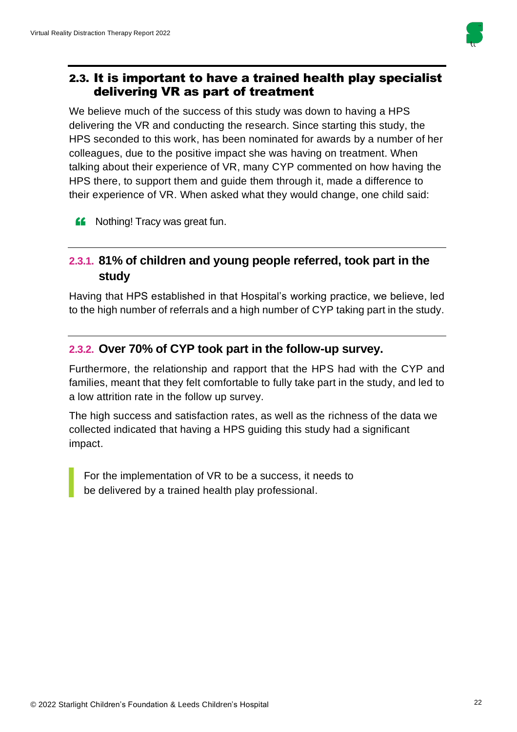## 2.3. It is important to have a trained health play specialist delivering VR as part of treatment

We believe much of the success of this study was down to having a HPS delivering the VR and conducting the research. Since starting this study, the HPS seconded to this work, has been nominated for awards by a number of her colleagues, due to the positive impact she was having on treatment. When talking about their experience of VR, many CYP commented on how having the HPS there, to support them and guide them through it, made a difference to their experience of VR. When asked what they would change, one child said:

> Nothing! Tracy was great fun.

### 2.3.1. 81% of children and young people referred, took part in the study

Having that HPS established in that Hospital's working practice, we believe, led to the high number of referrals and a high number of CYP taking part in the study.

### 2.3.2. Over 70% of CYP took part in the follow-up survey.

Furthermore, the relationship and rapport that the HPS had with the CYP and families, meant that they felt comfortable to fully take part in the study, and led to a low attrition rate in the follow up survey.

The high success and satisfaction rates, as well as the richness of the data we collected indicated that having a HPS guiding this study had a significant impact.

> For the implementation of VR to be a success, it needs to be delivered by a trained health play professional.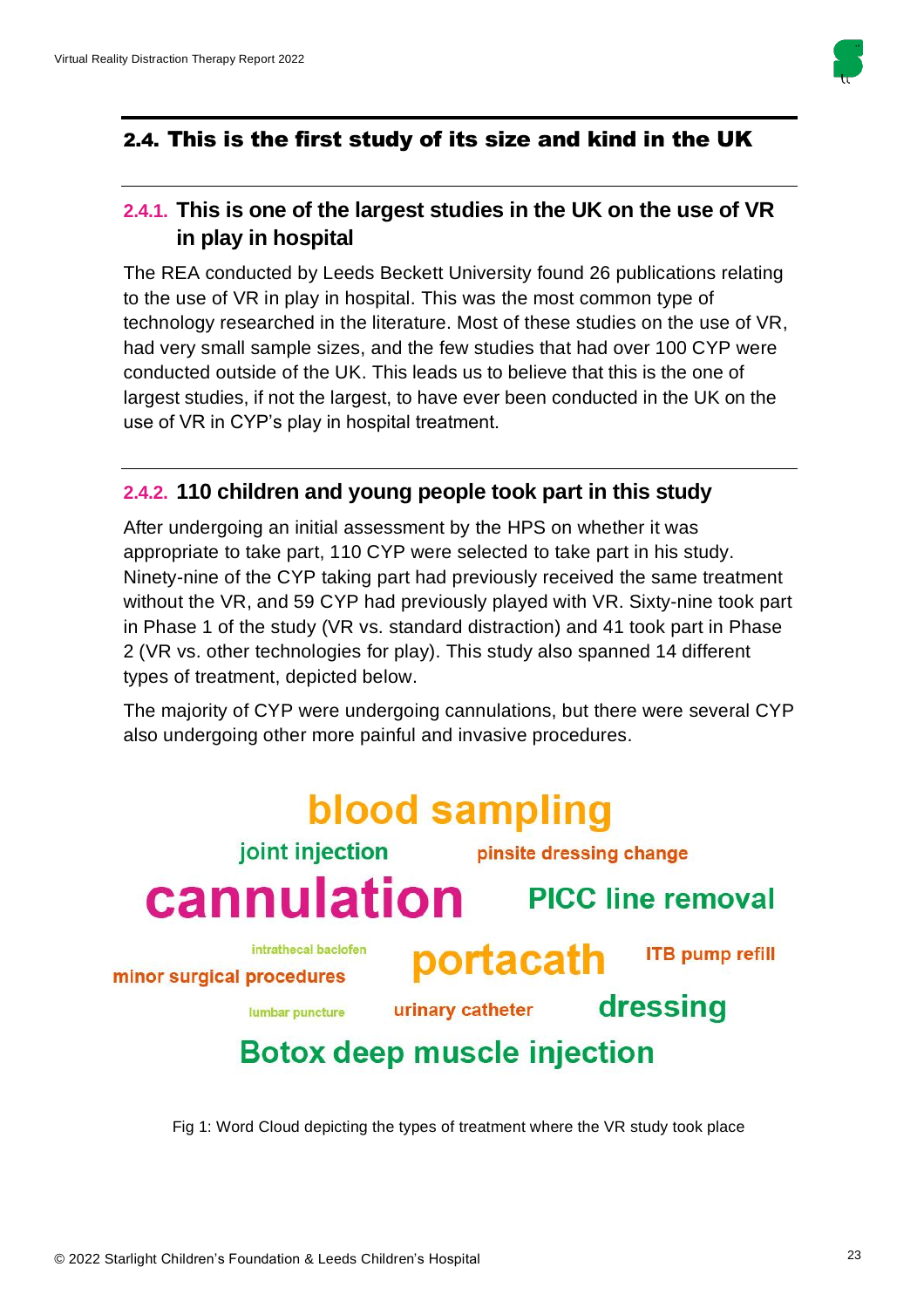## 2.4. This is the first study of its size and kind in the UK

### 2.4.1. This is one of the largest studies in the UK on the use of VR in play in hospital

The REA conducted by Leeds Beckett University found 26 publications relating to the use of VR in play in hospital. This was the most common type of technology researched in the literature. Most of these studies on the use of VR, had very small sample sizes, and the few studies that had over 100 CYP were conducted outside of the UK. This leads us to believe that this is the one of largest studies, if not the largest, to have ever been conducted in the UK on the use of VR in CYP's play in hospital treatment.

### 2.4.2. 110 children and young people took part in this study

After undergoing an initial assessment by the HPS on whether it was appropriate to take part, 110 CYP were selected to take part in his study. Ninety-nine of the CYP taking part had previously received the same treatment without the VR, and 59 CYP had previously played with VR. Sixty-nine took part in Phase 1 of the study (VR vs. standard distraction) and 41 took part in Phase 2 (VR vs. other technologies for play). This study also spanned 14 different types of treatment, depicted below.

The majority of CYP were undergoing cannulations, but there were several CYP also undergoing other more painful and invasive procedures.

blood sampling
joint injection
pinsite dressing change
cannulation
PICC line removal
intrathecal baclofen
minor surgical procedures
portacath
ITB pump refill
lumbar puncture
urinary catheter
dressing
Botox deep muscle injection

Fig 1: Word Cloud depicting the types of treatment where the VR study took place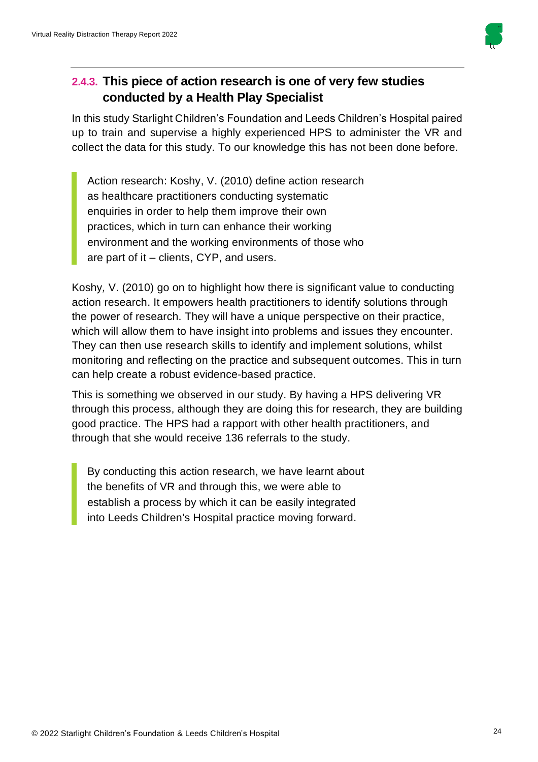### 2.4.3. This piece of action research is one of very few studies conducted by a Health Play Specialist

In this study Starlight Children's Foundation and Leeds Children's Hospital paired up to train and supervise a highly experienced HPS to administer the VR and collect the data for this study. To our knowledge this has not been done before.

> Action research: Koshy, V. (2010) define action research as healthcare practitioners conducting systematic enquiries in order to help them improve their own practices, which in turn can enhance their working environment and the working environments of those who are part of it – clients, CYP, and users.

Koshy, V. (2010) go on to highlight how there is significant value to conducting action research. It empowers health practitioners to identify solutions through the power of research. They will have a unique perspective on their practice, which will allow them to have insight into problems and issues they encounter. They can then use research skills to identify and implement solutions, whilst monitoring and reflecting on the practice and subsequent outcomes. This in turn can help create a robust evidence-based practice.

This is something we observed in our study. By having a HPS delivering VR through this process, although they are doing this for research, they are building good practice. The HPS had a rapport with other health practitioners, and through that she would receive 136 referrals to the study.

> By conducting this action research, we have learnt about the benefits of VR and through this, we were able to establish a process by which it can be easily integrated into Leeds Children's Hospital practice moving forward.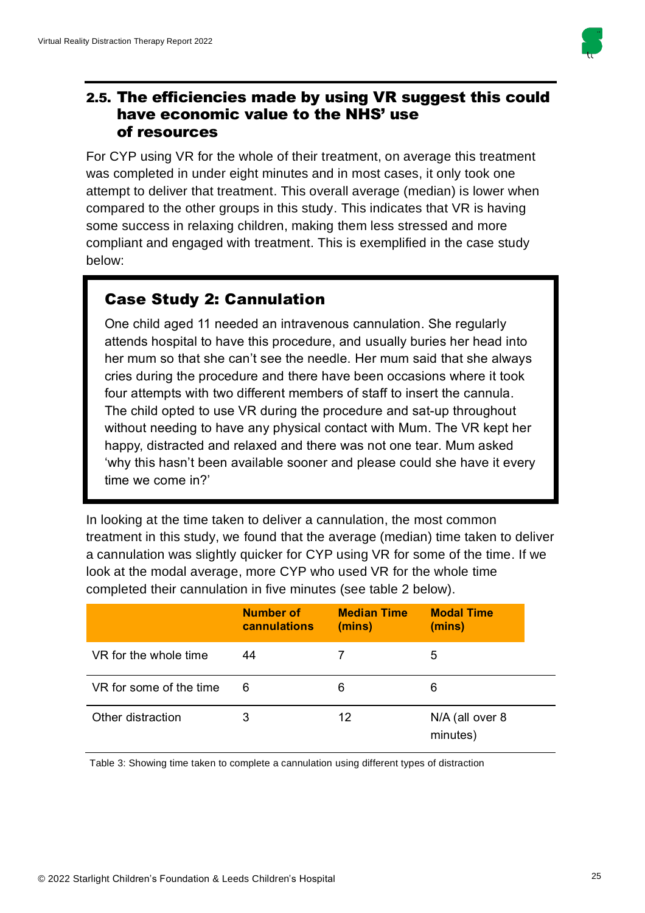## 2.5. The efficiencies made by using VR suggest this could have economic value to the NHS' use of resources

For CYP using VR for the whole of their treatment, on average this treatment was completed in under eight minutes and in most cases, it only took one attempt to deliver that treatment. This overall average (median) is lower when compared to the other groups in this study. This indicates that VR is having some success in relaxing children, making them less stressed and more compliant and engaged with treatment. This is exemplified in the case study below:

### Case Study 2: Cannulation

One child aged 11 needed an intravenous cannulation. She regularly attends hospital to have this procedure, and usually buries her head into her mum so that she can't see the needle. Her mum said that she always cries during the procedure and there have been occasions where it took four attempts with two different members of staff to insert the cannula. The child opted to use VR during the procedure and sat-up throughout without needing to have any physical contact with Mum. The VR kept her happy, distracted and relaxed and there was not one tear. Mum asked 'why this hasn't been available sooner and please could she have it every time we come in?'

In looking at the time taken to deliver a cannulation, the most common treatment in this study, we found that the average (median) time taken to deliver a cannulation was slightly quicker for CYP using VR for some of the time. If we look at the modal average, more CYP who used VR for the whole time completed their cannulation in five minutes (see table 2 below).

| | Number of cannulations | Median Time (mins) | Modal Time (mins) |
|---|---|---|---|
| VR for the whole time | 44 | 7 | 5 |
| VR for some of the time | 6 | 6 | 6 |
| Other distraction | 3 | 12 | N/A (all over 8 minutes) |

Table 3: Showing time taken to complete a cannulation using different types of distraction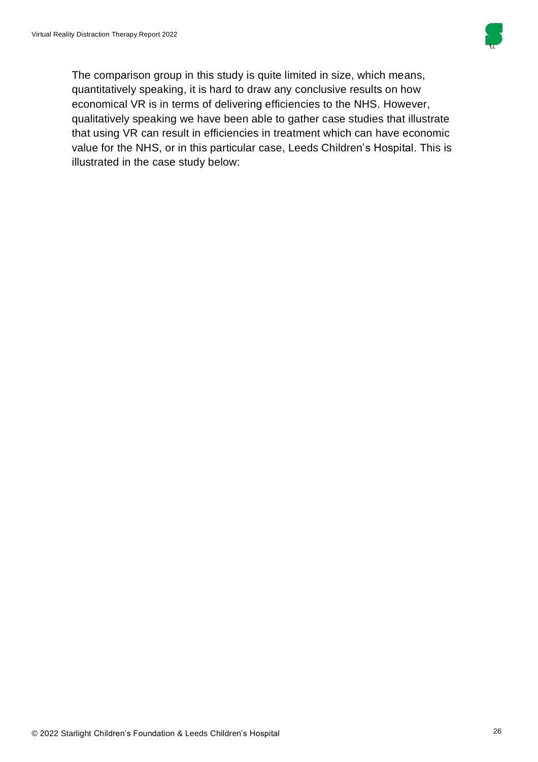The comparison group in this study is quite limited in size, which means, quantitatively speaking, it is hard to draw any conclusive results on how economical VR is in terms of delivering efficiencies to the NHS. However, qualitatively speaking we have been able to gather case studies that illustrate that using VR can result in efficiencies in treatment which can have economic value for the NHS, or in this particular case, Leeds Children's Hospital. This is illustrated in the case study below: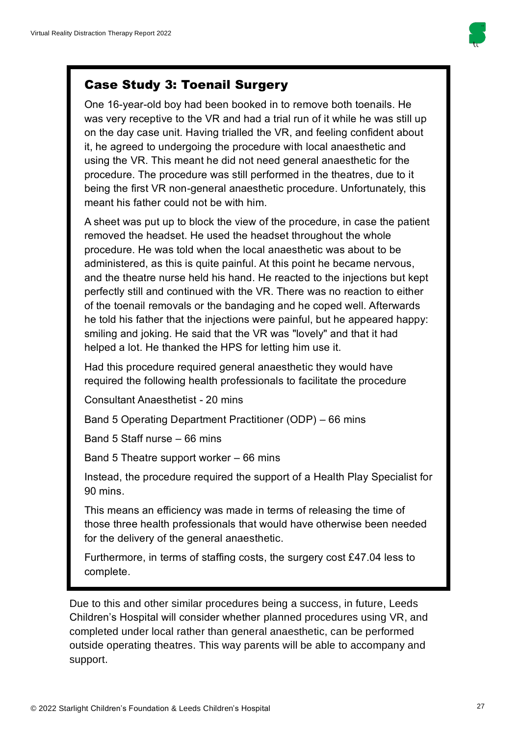### Case Study 3: Toenail Surgery

One 16-year-old boy had been booked in to remove both toenails. He was very receptive to the VR and had a trial run of it while he was still up on the day case unit. Having trialled the VR, and feeling confident about it, he agreed to undergoing the procedure with local anaesthetic and using the VR. This meant he did not need general anaesthetic for the procedure. The procedure was still performed in the theatres, due to it being the first VR non-general anaesthetic procedure. Unfortunately, this meant his father could not be with him.

A sheet was put up to block the view of the procedure, in case the patient removed the headset. He used the headset throughout the whole procedure. He was told when the local anaesthetic was about to be administered, as this is quite painful. At this point he became nervous, and the theatre nurse held his hand. He reacted to the injections but kept perfectly still and continued with the VR. There was no reaction to either of the toenail removals or the bandaging and he coped well. Afterwards he told his father that the injections were painful, but he appeared happy: smiling and joking. He said that the VR was "lovely" and that it had helped a lot. He thanked the HPS for letting him use it.

Had this procedure required general anaesthetic they would have required the following health professionals to facilitate the procedure

Consultant Anaesthetist - 20 mins

Band 5 Operating Department Practitioner (ODP) – 66 mins

Band 5 Staff nurse – 66 mins

Band 5 Theatre support worker – 66 mins

Instead, the procedure required the support of a Health Play Specialist for 90 mins.

This means an efficiency was made in terms of releasing the time of those three health professionals that would have otherwise been needed for the delivery of the general anaesthetic.

Furthermore, in terms of staffing costs, the surgery cost £47.04 less to complete.

Due to this and other similar procedures being a success, in future, Leeds Children's Hospital will consider whether planned procedures using VR, and completed under local rather than general anaesthetic, can be performed outside operating theatres. This way parents will be able to accompany and support.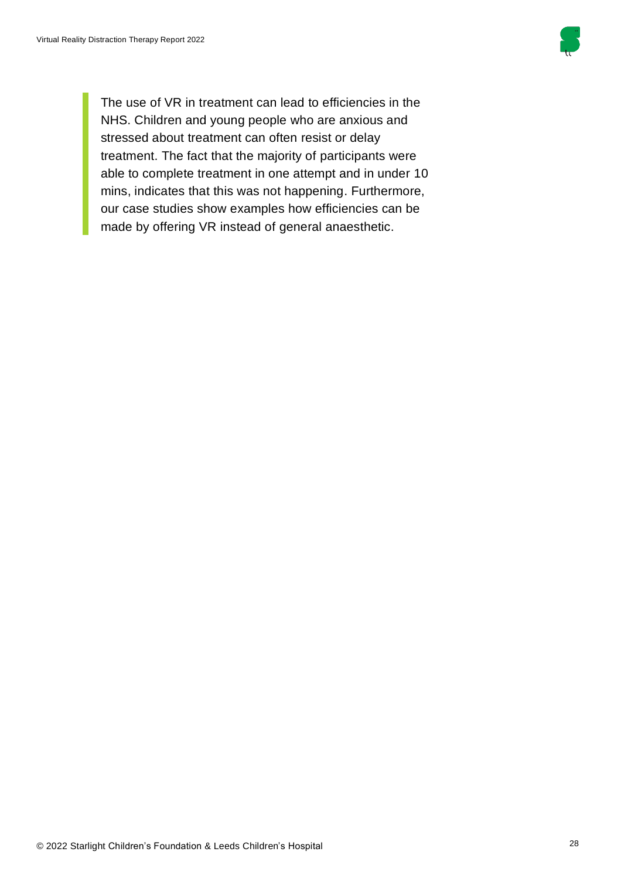> The use of VR in treatment can lead to efficiencies in the NHS. Children and young people who are anxious and stressed about treatment can often resist or delay treatment. The fact that the majority of participants were able to complete treatment in one attempt and in under 10 mins, indicates that this was not happening. Furthermore, our case studies show examples how efficiencies can be made by offering VR instead of general anaesthetic.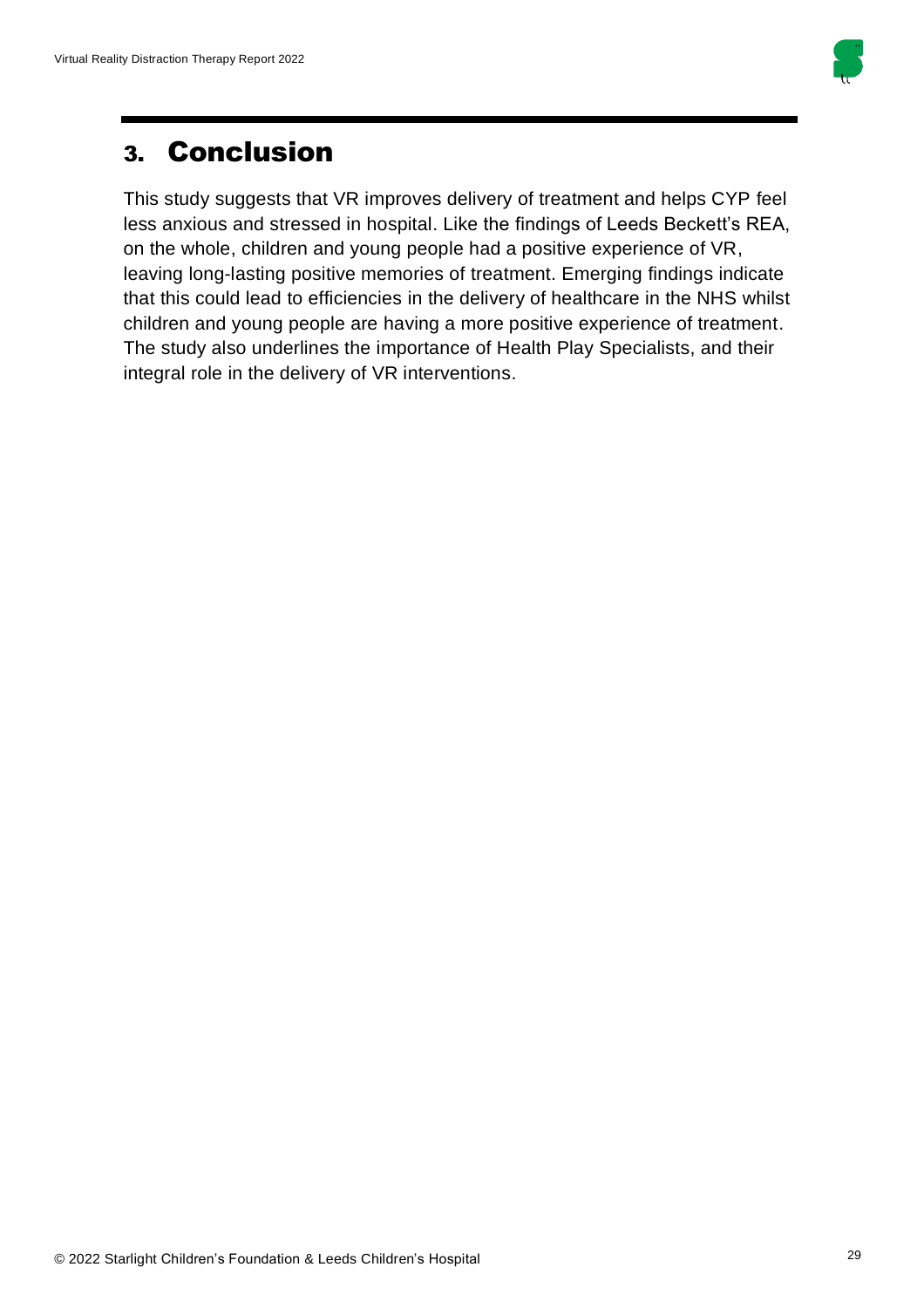# 3. Conclusion

This study suggests that VR improves delivery of treatment and helps CYP feel less anxious and stressed in hospital. Like the findings of Leeds Beckett's REA, on the whole, children and young people had a positive experience of VR, leaving long-lasting positive memories of treatment. Emerging findings indicate that this could lead to efficiencies in the delivery of healthcare in the NHS whilst children and young people are having a more positive experience of treatment. The study also underlines the importance of Health Play Specialists, and their integral role in the delivery of VR interventions.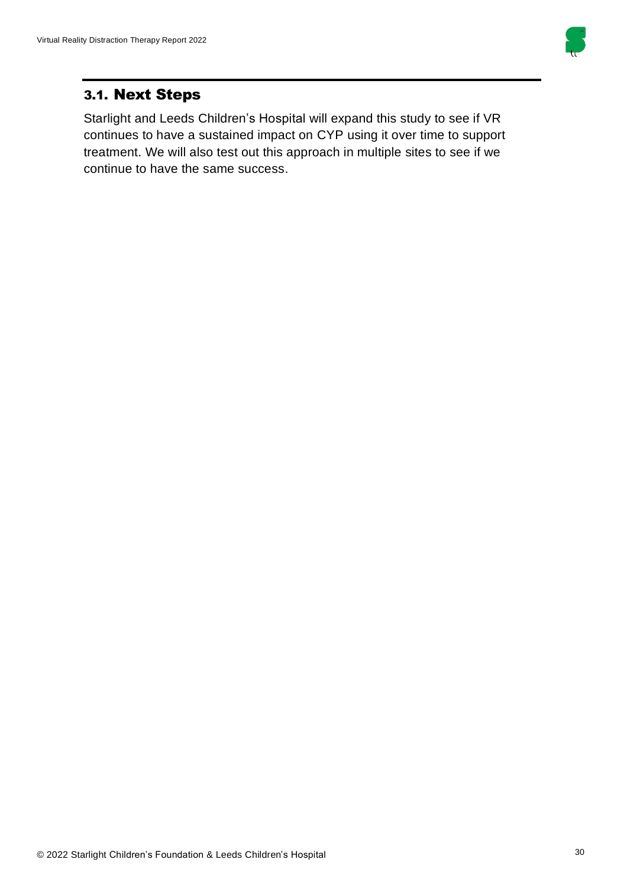## 3.1. Next Steps

Starlight and Leeds Children's Hospital will expand this study to see if VR continues to have a sustained impact on CYP using it over time to support treatment. We will also test out this approach in multiple sites to see if we continue to have the same success.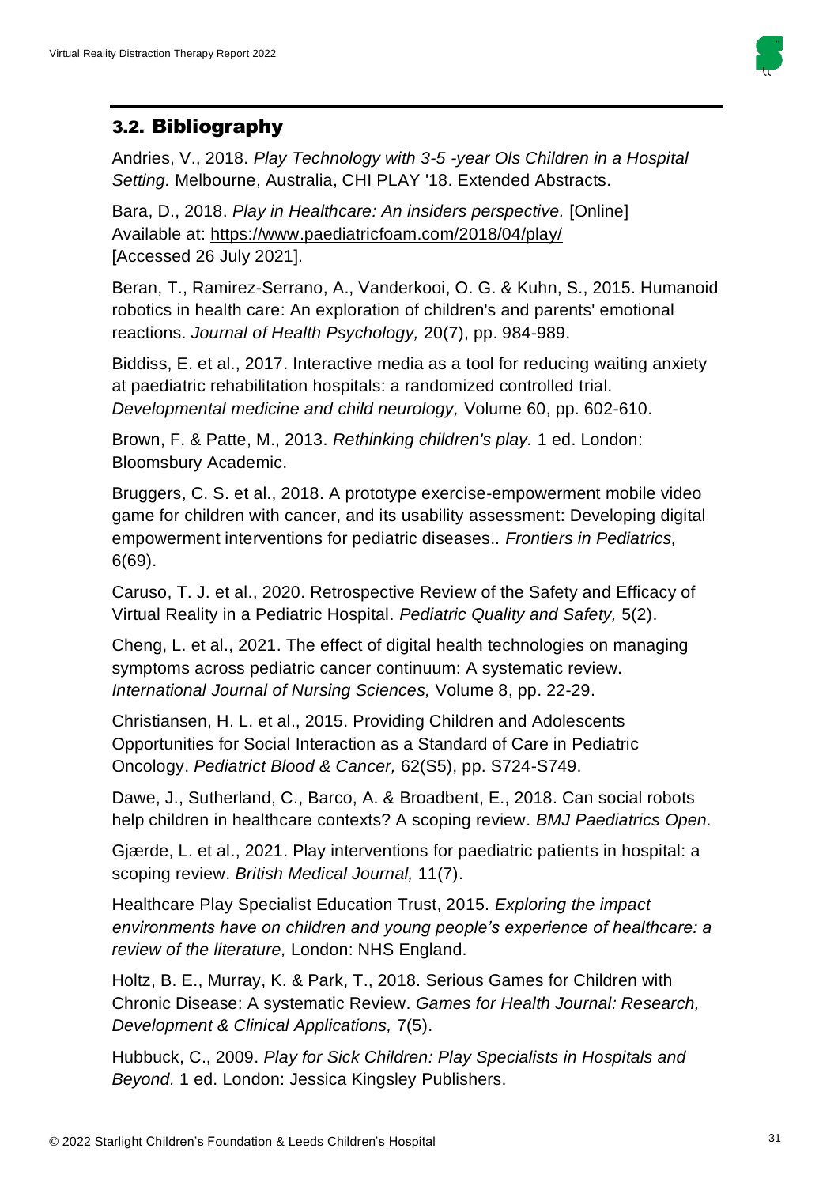## 3.2. Bibliography

Andries, V., 2018. *Play Technology with 3-5 -year Ols Children in a Hospital Setting.* Melbourne, Australia, CHI PLAY '18. Extended Abstracts.

Bara, D., 2018. *Play in Healthcare: An insiders perspective.* [Online] Available at: https://www.paediatricfoam.com/2018/04/play/ [Accessed 26 July 2021].

Beran, T., Ramirez-Serrano, A., Vanderkooi, O. G. & Kuhn, S., 2015. Humanoid robotics in health care: An exploration of children's and parents' emotional reactions. *Journal of Health Psychology,* 20(7), pp. 984-989.

Biddiss, E. et al., 2017. Interactive media as a tool for reducing waiting anxiety at paediatric rehabilitation hospitals: a randomized controlled trial. *Developmental medicine and child neurology,* Volume 60, pp. 602-610.

Brown, F. & Patte, M., 2013. *Rethinking children's play.* 1 ed. London: Bloomsbury Academic.

Bruggers, C. S. et al., 2018. A prototype exercise-empowerment mobile video game for children with cancer, and its usability assessment: Developing digital empowerment interventions for pediatric diseases.. *Frontiers in Pediatrics,* 6(69).

Caruso, T. J. et al., 2020. Retrospective Review of the Safety and Efficacy of Virtual Reality in a Pediatric Hospital. *Pediatric Quality and Safety,* 5(2).

Cheng, L. et al., 2021. The effect of digital health technologies on managing symptoms across pediatric cancer continuum: A systematic review. *International Journal of Nursing Sciences,* Volume 8, pp. 22-29.

Christiansen, H. L. et al., 2015. Providing Children and Adolescents Opportunities for Social Interaction as a Standard of Care in Pediatric Oncology. *Pediatrict Blood & Cancer,* 62(S5), pp. S724-S749.

Dawe, J., Sutherland, C., Barco, A. & Broadbent, E., 2018. Can social robots help children in healthcare contexts? A scoping review. *BMJ Paediatrics Open.*

Gjærde, L. et al., 2021. Play interventions for paediatric patients in hospital: a scoping review. *British Medical Journal,* 11(7).

Healthcare Play Specialist Education Trust, 2015. *Exploring the impact environments have on children and young people's experience of healthcare: a review of the literature,* London: NHS England.

Holtz, B. E., Murray, K. & Park, T., 2018. Serious Games for Children with Chronic Disease: A systematic Review. *Games for Health Journal: Research, Development & Clinical Applications,* 7(5).

Hubbuck, C., 2009. *Play for Sick Children: Play Specialists in Hospitals and Beyond.* 1 ed. London: Jessica Kingsley Publishers.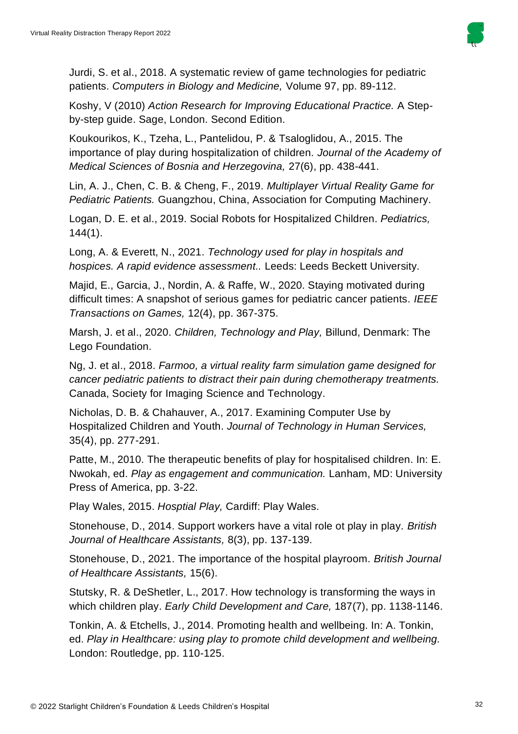Jurdi, S. et al., 2018. A systematic review of game technologies for pediatric patients. *Computers in Biology and Medicine,* Volume 97, pp. 89-112.

Koshy, V (2010) *Action Research for Improving Educational Practice.* A Step-by-step guide. Sage, London. Second Edition.

Koukourikos, K., Tzeha, L., Pantelidou, P. & Tsaloglidou, A., 2015. The importance of play during hospitalization of children. *Journal of the Academy of Medical Sciences of Bosnia and Herzegovina,* 27(6), pp. 438-441.

Lin, A. J., Chen, C. B. & Cheng, F., 2019. *Multiplayer Virtual Reality Game for Pediatric Patients.* Guangzhou, China, Association for Computing Machinery.

Logan, D. E. et al., 2019. Social Robots for Hospitalized Children. *Pediatrics,* 144(1).

Long, A. & Everett, N., 2021. *Technology used for play in hospitals and hospices. A rapid evidence assessment..* Leeds: Leeds Beckett University.

Majid, E., Garcia, J., Nordin, A. & Raffe, W., 2020. Staying motivated during difficult times: A snapshot of serious games for pediatric cancer patients. *IEEE Transactions on Games,* 12(4), pp. 367-375.

Marsh, J. et al., 2020. *Children, Technology and Play,* Billund, Denmark: The Lego Foundation.

Ng, J. et al., 2018. *Farmoo, a virtual reality farm simulation game designed for cancer pediatric patients to distract their pain during chemotherapy treatments.* Canada, Society for Imaging Science and Technology.

Nicholas, D. B. & Chahauver, A., 2017. Examining Computer Use by Hospitalized Children and Youth. *Journal of Technology in Human Services,* 35(4), pp. 277-291.

Patte, M., 2010. The therapeutic benefits of play for hospitalised children. In: E. Nwokah, ed. *Play as engagement and communication.* Lanham, MD: University Press of America, pp. 3-22.

Play Wales, 2015. *Hosptial Play,* Cardiff: Play Wales.

Stonehouse, D., 2014. Support workers have a vital role ot play in play. *British Journal of Healthcare Assistants,* 8(3), pp. 137-139.

Stonehouse, D., 2021. The importance of the hospital playroom. *British Journal of Healthcare Assistants,* 15(6).

Stutsky, R. & DeShetler, L., 2017. How technology is transforming the ways in which children play. *Early Child Development and Care,* 187(7), pp. 1138-1146.

Tonkin, A. & Etchells, J., 2014. Promoting health and wellbeing. In: A. Tonkin, ed. *Play in Healthcare: using play to promote child development and wellbeing.* London: Routledge, pp. 110-125.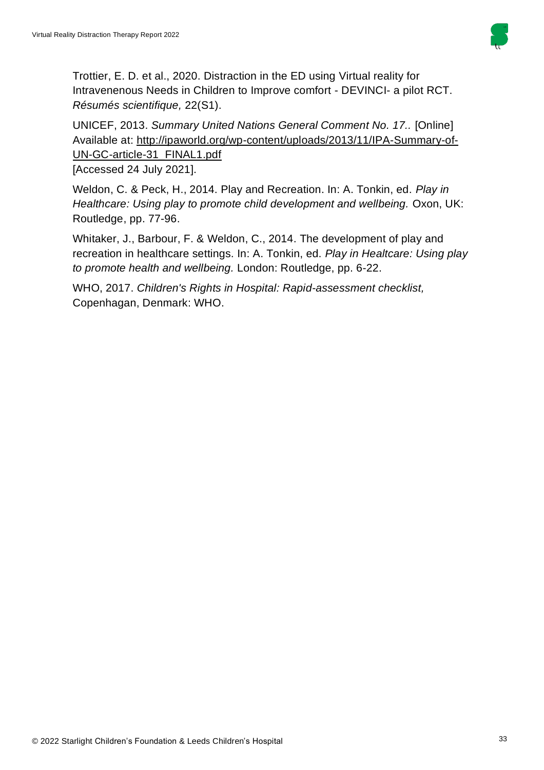Trottier, E. D. et al., 2020. Distraction in the ED using Virtual reality for Intravenenous Needs in Children to Improve comfort - DEVINCI- a pilot RCT. *Résumés scientifique,* 22(S1).

UNICEF, 2013. *Summary United Nations General Comment No. 17..* [Online] Available at: http://ipaworld.org/wp-content/uploads/2013/11/IPA-Summary-of-UN-GC-article-31_FINAL1.pdf
[Accessed 24 July 2021].

Weldon, C. & Peck, H., 2014. Play and Recreation. In: A. Tonkin, ed. *Play in Healthcare: Using play to promote child development and wellbeing.* Oxon, UK: Routledge, pp. 77-96.

Whitaker, J., Barbour, F. & Weldon, C., 2014. The development of play and recreation in healthcare settings. In: A. Tonkin, ed. *Play in Healtcare: Using play to promote health and wellbeing.* London: Routledge, pp. 6-22.

WHO, 2017. *Children's Rights in Hospital: Rapid-assessment checklist,* Copenhagan, Denmark: WHO.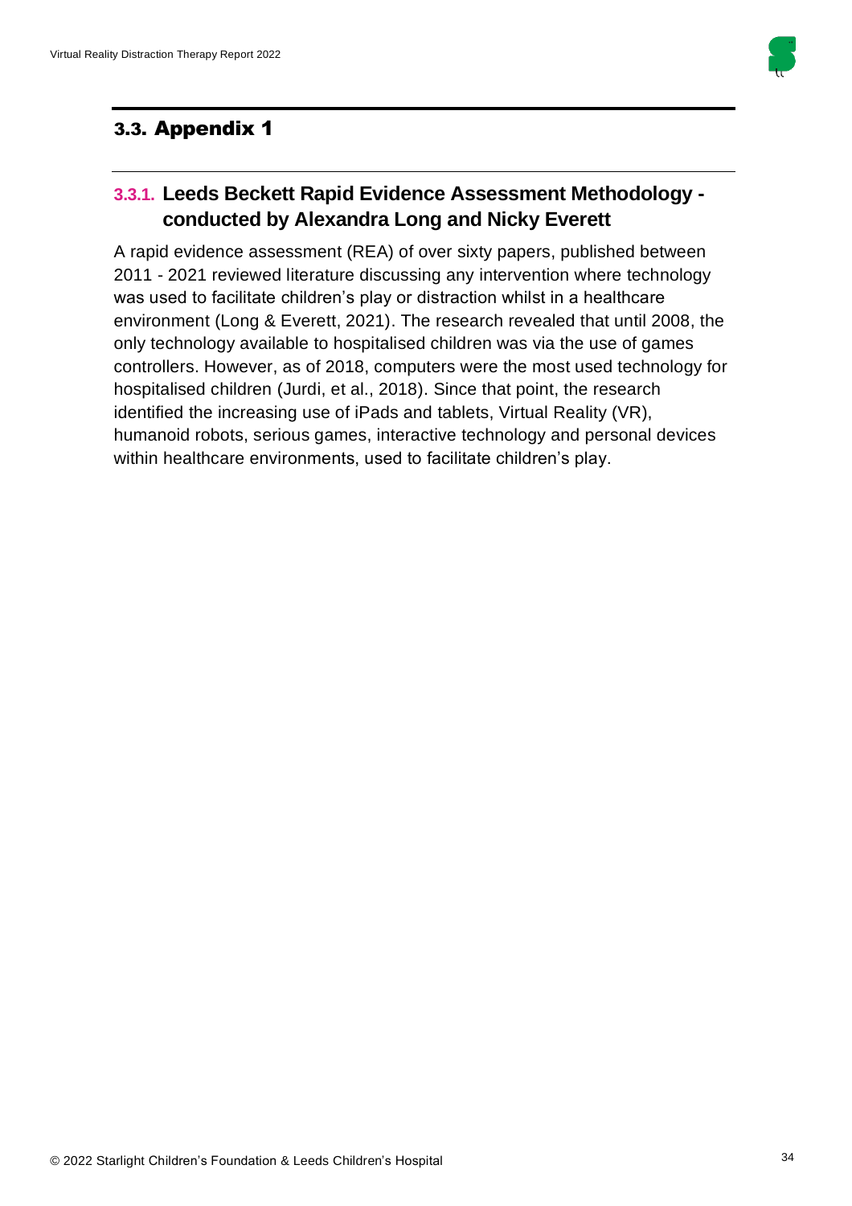## 3.3. Appendix 1

### 3.3.1. Leeds Beckett Rapid Evidence Assessment Methodology - conducted by Alexandra Long and Nicky Everett

A rapid evidence assessment (REA) of over sixty papers, published between 2011 - 2021 reviewed literature discussing any intervention where technology was used to facilitate children's play or distraction whilst in a healthcare environment (Long & Everett, 2021). The research revealed that until 2008, the only technology available to hospitalised children was via the use of games controllers. However, as of 2018, computers were the most used technology for hospitalised children (Jurdi, et al., 2018). Since that point, the research identified the increasing use of iPads and tablets, Virtual Reality (VR), humanoid robots, serious games, interactive technology and personal devices within healthcare environments, used to facilitate children's play.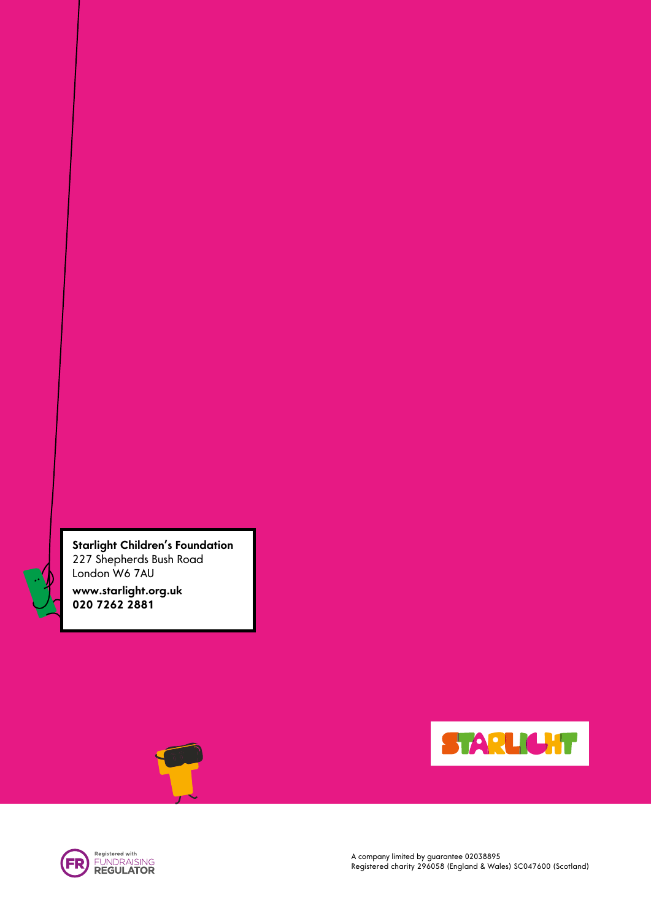**Starlight Children's Foundation**
227 Shepherds Bush Road
London W6 7AU

**www.starlight.org.uk**
**020 7262 2881**

STARLIGHT

Registered with FUNDRAISING REGULATOR

A company limited by guarantee 02038895
Registered charity 296058 (England & Wales) SC047600 (Scotland)